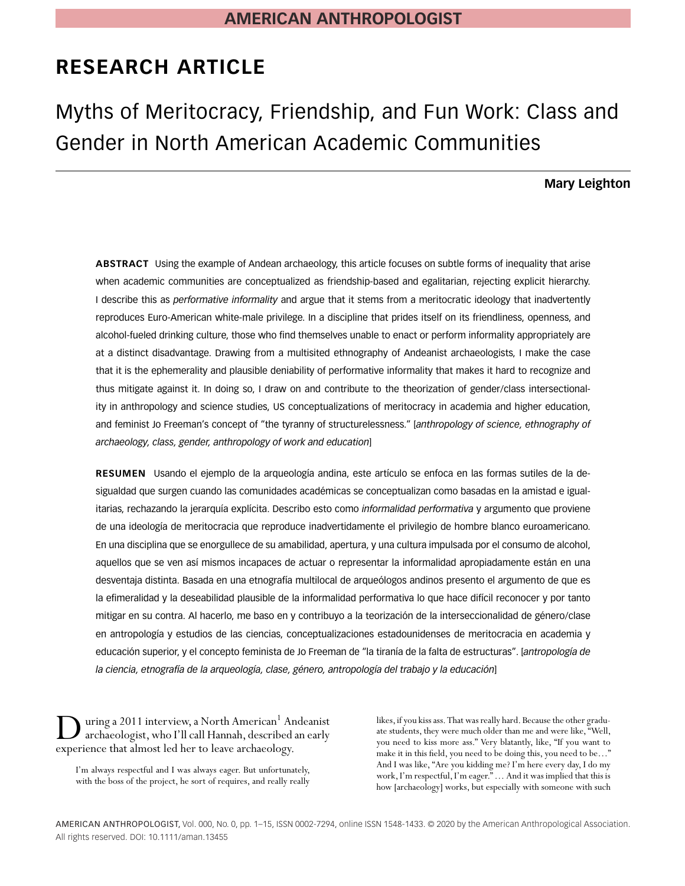AMERICAN ANTHROPOLOGIST

# RESEARCH ARTICLE

# Myths of Meritocracy, Friendship, and Fun Work: Class and Gender in North American Academic Communities

**Mary Leighton**

**ABSTRACT** Using the example of Andean archaeology, this article focuses on subtle forms of inequality that arise when academic communities are conceptualized as friendship-based and egalitarian, rejecting explicit hierarchy. I describe this as *performative informality* and argue that it stems from a meritocratic ideology that inadvertently reproduces Euro-American white-male privilege. In a discipline that prides itself on its friendliness, openness, and alcohol-fueled drinking culture, those who find themselves unable to enact or perform informality appropriately are at a distinct disadvantage. Drawing from a multisited ethnography of Andeanist archaeologists, I make the case that it is the ephemerality and plausible deniability of performative informality that makes it hard to recognize and thus mitigate against it. In doing so, I draw on and contribute to the theorization of gender/class intersectionality in anthropology and science studies, US conceptualizations of meritocracy in academia and higher education, and feminist Jo Freeman's concept of "the tyranny of structurelessness." [*anthropology of science, ethnography of archaeology, class, gender, anthropology of work and education*]

**RESUMEN** Usando el ejemplo de la arqueología andina, este artículo se enfoca en las formas sutiles de la desigualdad que surgen cuando las comunidades académicas se conceptualizan como basadas en la amistad e igualitarias, rechazando la jerarquía explícita. Describo esto como *informalidad performativa* y argumento que proviene de una ideología de meritocracia que reproduce inadvertidamente el privilegio de hombre blanco euroamericano. En una disciplina que se enorgullece de su amabilidad, apertura, y una cultura impulsada por el consumo de alcohol, aquellos que se ven así mismos incapaces de actuar o representar la informalidad apropiadamente están en una desventaja distinta. Basada en una etnografía multilocal de arqueólogos andinos presento el argumento de que es la efimeralidad y la deseabilidad plausible de la informalidad performativa lo que hace difícil reconocer y por tanto mitigar en su contra. Al hacerlo, me baso en y contribuyo a la teorización de la interseccionalidad de género/clase en antropología y estudios de las ciencias, conceptualizaciones estadounidenses de meritocracia en academia y educación superior, y el concepto feminista de Jo Freeman de "la tiranía de la falta de estructuras". [*antropología de la ciencia, etnografía de la arqueología, clase, género, antropología del trabajo y la educación*]

During a 2011 interview, a North American[1] Andeanist archaeologist, who I'll call Hannah, described an early experience that almost led her to leave archaeology.

> I'm always respectful and I was always eager. But unfortunately, with the boss of the project, he sort of requires, and really really likes, if you kiss ass. That was really hard. Because the other graduate students, they were much older than me and were like, "Well, you need to kiss more ass." Very blatantly, like, "If you want to make it in this field, you need to be doing this, you need to be…" And I was like, "Are you kidding me? I'm here every day, I do my work, I'm respectful, I'm eager." … And it was implied that this is how [archaeology] works, but especially with someone with such

AMERICAN ANTHROPOLOGIST, Vol. 000, No. 0, pp. 1–15, ISSN 0002-7294, online ISSN 1548-1433. © 2020 by the American Anthropological Association. All rights reserved. DOI: 10.1111/aman.13455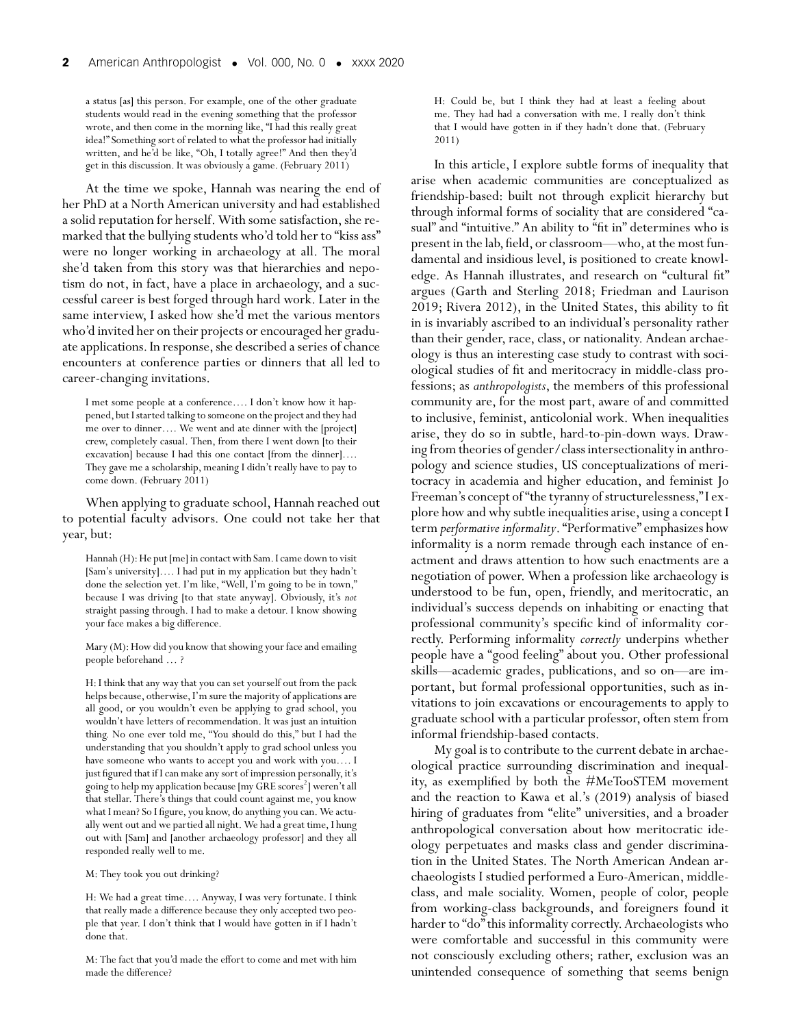> a status [as] this person. For example, one of the other graduate students would read in the evening something that the professor wrote, and then come in the morning like, "I had this really great idea!" Something sort of related to what the professor had initially written, and he'd be like, "Oh, I totally agree!" And then they'd get in this discussion. It was obviously a game. (February 2011)

At the time we spoke, Hannah was nearing the end of her PhD at a North American university and had established a solid reputation for herself. With some satisfaction, she remarked that the bullying students who'd told her to "kiss ass" were no longer working in archaeology at all. The moral she'd taken from this story was that hierarchies and nepotism do not, in fact, have a place in archaeology, and a successful career is best forged through hard work. Later in the same interview, I asked how she'd met the various mentors who'd invited her on their projects or encouraged her graduate applications. In response, she described a series of chance encounters at conference parties or dinners that all led to career-changing invitations.

> I met some people at a conference.... I don't know how it happened, but I started talking to someone on the project and they had me over to dinner.... We went and ate dinner with the [project] crew, completely casual. Then, from there I went down [to their excavation] because I had this one contact [from the dinner].... They gave me a scholarship, meaning I didn't really have to pay to come down. (February 2011)

When applying to graduate school, Hannah reached out to potential faculty advisors. One could not take her that year, but:

> Hannah (H): He put [me] in contact with Sam. I came down to visit [Sam's university].... I had put in my application but they hadn't done the selection yet. I'm like, "Well, I'm going to be in town," because I was driving [to that state anyway]. Obviously, it's *not* straight passing through. I had to make a detour. I know showing your face makes a big difference.
>
> Mary (M): How did you know that showing your face and emailing people beforehand ... ?
>
> H: I think that any way that you can set yourself out from the pack helps because, otherwise, I'm sure the majority of applications are all good, or you wouldn't even be applying to grad school, you wouldn't have letters of recommendation. It was just an intuition thing. No one ever told me, "You should do this," but I had the understanding that you shouldn't apply to grad school unless you have someone who wants to accept you and work with you.... I just figured that if I can make any sort of impression personally, it's going to help my application because [my GRE scores[2]] weren't all that stellar. There's things that could count against me, you know what I mean? So I figure, you know, do anything you can. We actually went out and we partied all night. We had a great time, I hung out with [Sam] and [another archaeology professor] and they all responded really well to me.
>
> M: They took you out drinking?
>
> H: We had a great time.... Anyway, I was very fortunate. I think that really made a difference because they only accepted two people that year. I don't think that I would have gotten in if I hadn't done that.
>
> M: The fact that you'd made the effort to come and met with him made the difference?
>
> H: Could be, but I think they had at least a feeling about me. They had had a conversation with me. I really don't think that I would have gotten in if they hadn't done that. (February 2011)

In this article, I explore subtle forms of inequality that arise when academic communities are conceptualized as friendship-based: built not through explicit hierarchy but through informal forms of sociality that are considered "casual" and "intuitive." An ability to "fit in" determines who is present in the lab, field, or classroom—who, at the most fundamental and insidious level, is positioned to create knowledge. As Hannah illustrates, and research on "cultural fit" argues (Garth and Sterling 2018; Friedman and Laurison 2019; Rivera 2012), in the United States, this ability to fit in is invariably ascribed to an individual's personality rather than their gender, race, class, or nationality. Andean archaeology is thus an interesting case study to contrast with sociological studies of fit and meritocracy in middle-class professions; as *anthropologists*, the members of this professional community are, for the most part, aware of and committed to inclusive, feminist, anticolonial work. When inequalities arise, they do so in subtle, hard-to-pin-down ways. Drawing from theories of gender/class intersectionality in anthropology and science studies, US conceptualizations of meritocracy in academia and higher education, and feminist Jo Freeman's concept of "the tyranny of structurelessness," I explore how and why subtle inequalities arise, using a concept I term *performative informality*. "Performative" emphasizes how informality is a norm remade through each instance of enactment and draws attention to how such enactments are a negotiation of power. When a profession like archaeology is understood to be fun, open, friendly, and meritocratic, an individual's success depends on inhabiting or enacting that professional community's specific kind of informality correctly. Performing informality *correctly* underpins whether people have a "good feeling" about you. Other professional skills—academic grades, publications, and so on—are important, but formal professional opportunities, such as invitations to join excavations or encouragements to apply to graduate school with a particular professor, often stem from informal friendship-based contacts.

My goal is to contribute to the current debate in archaeological practice surrounding discrimination and inequality, as exemplified by both the #MeTooSTEM movement and the reaction to Kawa et al.'s (2019) analysis of biased hiring of graduates from "elite" universities, and a broader anthropological conversation about how meritocratic ideology perpetuates and masks class and gender discrimination in the United States. The North American Andean archaeologists I studied performed a Euro-American, middle-class, and male sociality. Women, people of color, people from working-class backgrounds, and foreigners found it harder to "do" this informality correctly. Archaeologists who were comfortable and successful in this community were not consciously excluding others; rather, exclusion was an unintended consequence of something that seems benign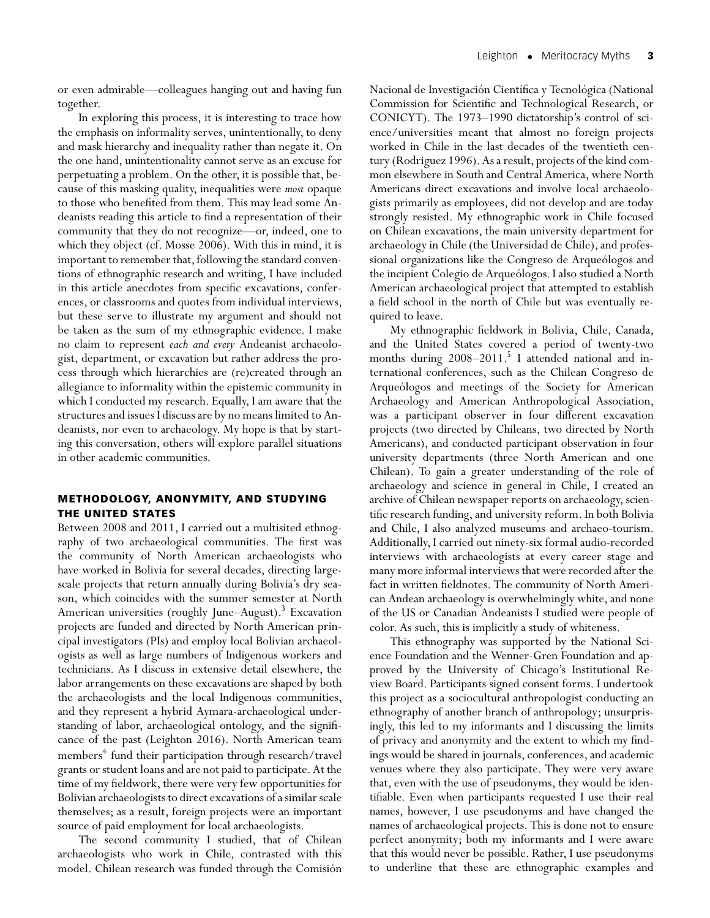or even admirable—colleagues hanging out and having fun together.

In exploring this process, it is interesting to trace how the emphasis on informality serves, unintentionally, to deny and mask hierarchy and inequality rather than negate it. On the one hand, unintentionality cannot serve as an excuse for perpetuating a problem. On the other, it is possible that, because of this masking quality, inequalities were *most* opaque to those who benefited from them. This may lead some Andeanists reading this article to find a representation of their community that they do not recognize—or, indeed, one to which they object (cf. Mosse 2006). With this in mind, it is important to remember that, following the standard conventions of ethnographic research and writing, I have included in this article anecdotes from specific excavations, conferences, or classrooms and quotes from individual interviews, but these serve to illustrate my argument and should not be taken as the sum of my ethnographic evidence. I make no claim to represent *each and every* Andeanist archaeologist, department, or excavation but rather address the process through which hierarchies are (re)created through an allegiance to informality within the epistemic community in which I conducted my research. Equally, I am aware that the structures and issues I discuss are by no means limited to Andeanists, nor even to archaeology. My hope is that by starting this conversation, others will explore parallel situations in other academic communities.

## METHODOLOGY, ANONYMITY, AND STUDYING THE UNITED STATES

Between 2008 and 2011, I carried out a multisited ethnography of two archaeological communities. The first was the community of North American archaeologists who have worked in Bolivia for several decades, directing large-scale projects that return annually during Bolivia's dry season, which coincides with the summer semester at North American universities (roughly June–August).[3] Excavation projects are funded and directed by North American principal investigators (PIs) and employ local Bolivian archaeologists as well as large numbers of Indigenous workers and technicians. As I discuss in extensive detail elsewhere, the labor arrangements on these excavations are shaped by both the archaeologists and the local Indigenous communities, and they represent a hybrid Aymara-archaeological understanding of labor, archaeological ontology, and the significance of the past (Leighton 2016). North American team members[4] fund their participation through research/travel grants or student loans and are not paid to participate. At the time of my fieldwork, there were very few opportunities for Bolivian archaeologists to direct excavations of a similar scale themselves; as a result, foreign projects were an important source of paid employment for local archaeologists.

The second community I studied, that of Chilean archaeologists who work in Chile, contrasted with this model. Chilean research was funded through the Comisión Nacional de Investigación Científica y Tecnológica (National Commission for Scientific and Technological Research, or CONICYT). The 1973–1990 dictatorship's control of science/universities meant that almost no foreign projects worked in Chile in the last decades of the twentieth century (Rodriguez 1996). As a result, projects of the kind common elsewhere in South and Central America, where North Americans direct excavations and involve local archaeologists primarily as employees, did not develop and are today strongly resisted. My ethnographic work in Chile focused on Chilean excavations, the main university department for archaeology in Chile (the Universidad de Chile), and professional organizations like the Congreso de Arqueólogos and the incipient Colegio de Arqueólogos. I also studied a North American archaeological project that attempted to establish a field school in the north of Chile but was eventually required to leave.

My ethnographic fieldwork in Bolivia, Chile, Canada, and the United States covered a period of twenty-two months during 2008–2011.[5] I attended national and international conferences, such as the Chilean Congreso de Arqueólogos and meetings of the Society for American Archaeology and American Anthropological Association, was a participant observer in four different excavation projects (two directed by Chileans, two directed by North Americans), and conducted participant observation in four university departments (three North American and one Chilean). To gain a greater understanding of the role of archaeology and science in general in Chile, I created an archive of Chilean newspaper reports on archaeology, scientific research funding, and university reform. In both Bolivia and Chile, I also analyzed museums and archaeo-tourism. Additionally, I carried out ninety-six formal audio-recorded interviews with archaeologists at every career stage and many more informal interviews that were recorded after the fact in written fieldnotes. The community of North American Andean archaeology is overwhelmingly white, and none of the US or Canadian Andeanists I studied were people of color. As such, this is implicitly a study of whiteness.

This ethnography was supported by the National Science Foundation and the Wenner-Gren Foundation and approved by the University of Chicago's Institutional Review Board. Participants signed consent forms. I undertook this project as a sociocultural anthropologist conducting an ethnography of another branch of anthropology; unsurprisingly, this led to my informants and I discussing the limits of privacy and anonymity and the extent to which my findings would be shared in journals, conferences, and academic venues where they also participate. They were very aware that, even with the use of pseudonyms, they would be identifiable. Even when participants requested I use their real names, however, I use pseudonyms and have changed the names of archaeological projects. This is done not to ensure perfect anonymity; both my informants and I were aware that this would never be possible. Rather, I use pseudonyms to underline that these are ethnographic examples and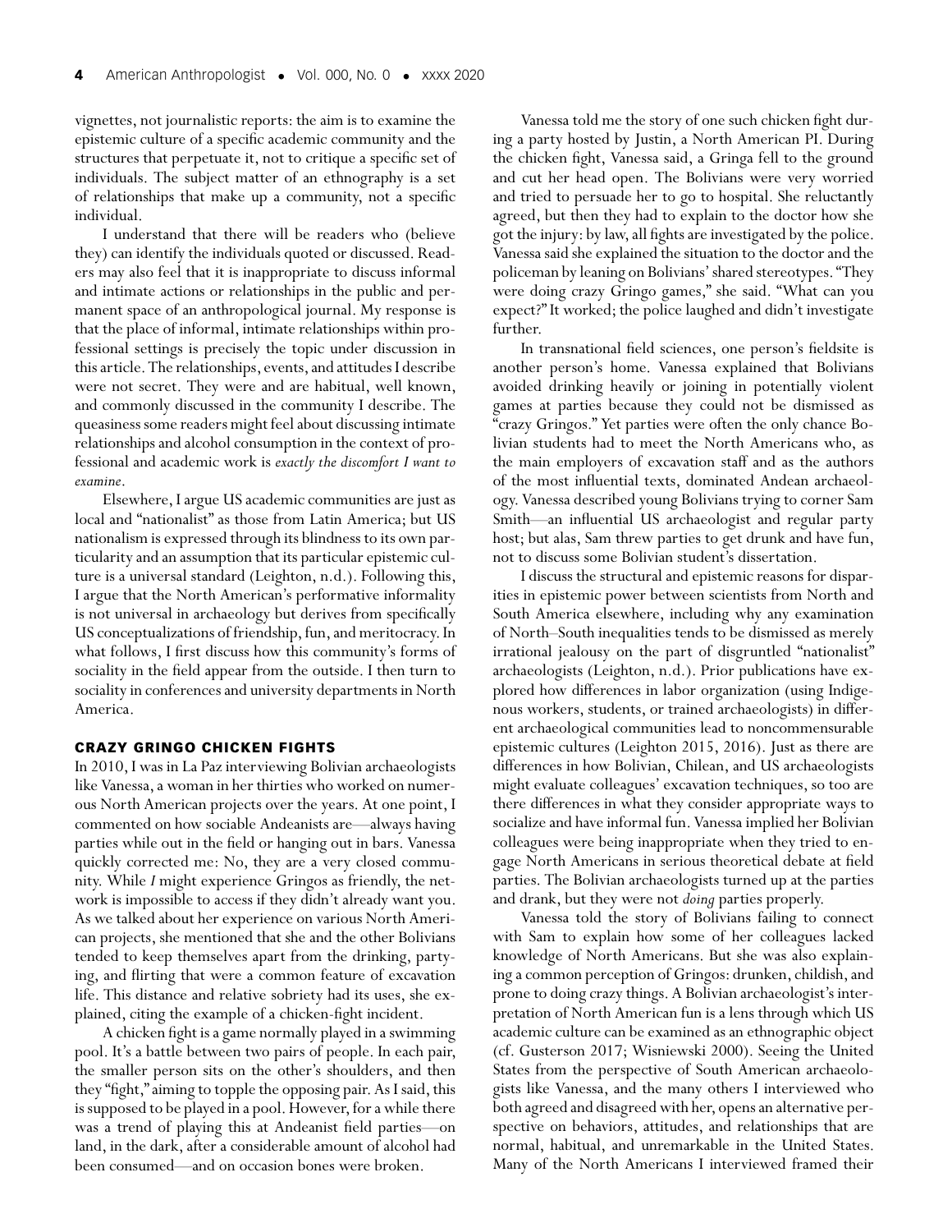vignettes, not journalistic reports: the aim is to examine the epistemic culture of a specific academic community and the structures that perpetuate it, not to critique a specific set of individuals. The subject matter of an ethnography is a set of relationships that make up a community, not a specific individual.

I understand that there will be readers who (believe they) can identify the individuals quoted or discussed. Readers may also feel that it is inappropriate to discuss informal and intimate actions or relationships in the public and permanent space of an anthropological journal. My response is that the place of informal, intimate relationships within professional settings is precisely the topic under discussion in this article. The relationships, events, and attitudes I describe were not secret. They were and are habitual, well known, and commonly discussed in the community I describe. The queasiness some readers might feel about discussing intimate relationships and alcohol consumption in the context of professional and academic work is *exactly the discomfort I want to examine*.

Elsewhere, I argue US academic communities are just as local and "nationalist" as those from Latin America; but US nationalism is expressed through its blindness to its own particularity and an assumption that its particular epistemic culture is a universal standard (Leighton, n.d.). Following this, I argue that the North American's performative informality is not universal in archaeology but derives from specifically US conceptualizations of friendship, fun, and meritocracy. In what follows, I first discuss how this community's forms of sociality in the field appear from the outside. I then turn to sociality in conferences and university departments in North America.

## CRAZY GRINGO CHICKEN FIGHTS

In 2010, I was in La Paz interviewing Bolivian archaeologists like Vanessa, a woman in her thirties who worked on numerous North American projects over the years. At one point, I commented on how sociable Andeanists are—always having parties while out in the field or hanging out in bars. Vanessa quickly corrected me: No, they are a very closed community. While *I* might experience Gringos as friendly, the network is impossible to access if they didn't already want you. As we talked about her experience on various North American projects, she mentioned that she and the other Bolivians tended to keep themselves apart from the drinking, partying, and flirting that were a common feature of excavation life. This distance and relative sobriety had its uses, she explained, citing the example of a chicken-fight incident.

A chicken fight is a game normally played in a swimming pool. It's a battle between two pairs of people. In each pair, the smaller person sits on the other's shoulders, and then they "fight," aiming to topple the opposing pair. As I said, this is supposed to be played in a pool. However, for a while there was a trend of playing this at Andeanist field parties—on land, in the dark, after a considerable amount of alcohol had been consumed—and on occasion bones were broken.

Vanessa told me the story of one such chicken fight during a party hosted by Justin, a North American PI. During the chicken fight, Vanessa said, a Gringa fell to the ground and cut her head open. The Bolivians were very worried and tried to persuade her to go to hospital. She reluctantly agreed, but then they had to explain to the doctor how she got the injury: by law, all fights are investigated by the police. Vanessa said she explained the situation to the doctor and the policeman by leaning on Bolivians' shared stereotypes. "They were doing crazy Gringo games," she said. "What can you expect?" It worked; the police laughed and didn't investigate further.

In transnational field sciences, one person's fieldsite is another person's home. Vanessa explained that Bolivians avoided drinking heavily or joining in potentially violent games at parties because they could not be dismissed as "crazy Gringos." Yet parties were often the only chance Bolivian students had to meet the North Americans who, as the main employers of excavation staff and as the authors of the most influential texts, dominated Andean archaeology. Vanessa described young Bolivians trying to corner Sam Smith—an influential US archaeologist and regular party host; but alas, Sam threw parties to get drunk and have fun, not to discuss some Bolivian student's dissertation.

I discuss the structural and epistemic reasons for disparities in epistemic power between scientists from North and South America elsewhere, including why any examination of North–South inequalities tends to be dismissed as merely irrational jealousy on the part of disgruntled "nationalist" archaeologists (Leighton, n.d.). Prior publications have explored how differences in labor organization (using Indigenous workers, students, or trained archaeologists) in different archaeological communities lead to noncommensurable epistemic cultures (Leighton 2015, 2016). Just as there are differences in how Bolivian, Chilean, and US archaeologists might evaluate colleagues' excavation techniques, so too are there differences in what they consider appropriate ways to socialize and have informal fun. Vanessa implied her Bolivian colleagues were being inappropriate when they tried to engage North Americans in serious theoretical debate at field parties. The Bolivian archaeologists turned up at the parties and drank, but they were not *doing* parties properly.

Vanessa told the story of Bolivians failing to connect with Sam to explain how some of her colleagues lacked knowledge of North Americans. But she was also explaining a common perception of Gringos: drunken, childish, and prone to doing crazy things. A Bolivian archaeologist's interpretation of North American fun is a lens through which US academic culture can be examined as an ethnographic object (cf. Gusterson 2017; Wisniewski 2000). Seeing the United States from the perspective of South American archaeologists like Vanessa, and the many others I interviewed who both agreed and disagreed with her, opens an alternative perspective on behaviors, attitudes, and relationships that are normal, habitual, and unremarkable in the United States. Many of the North Americans I interviewed framed their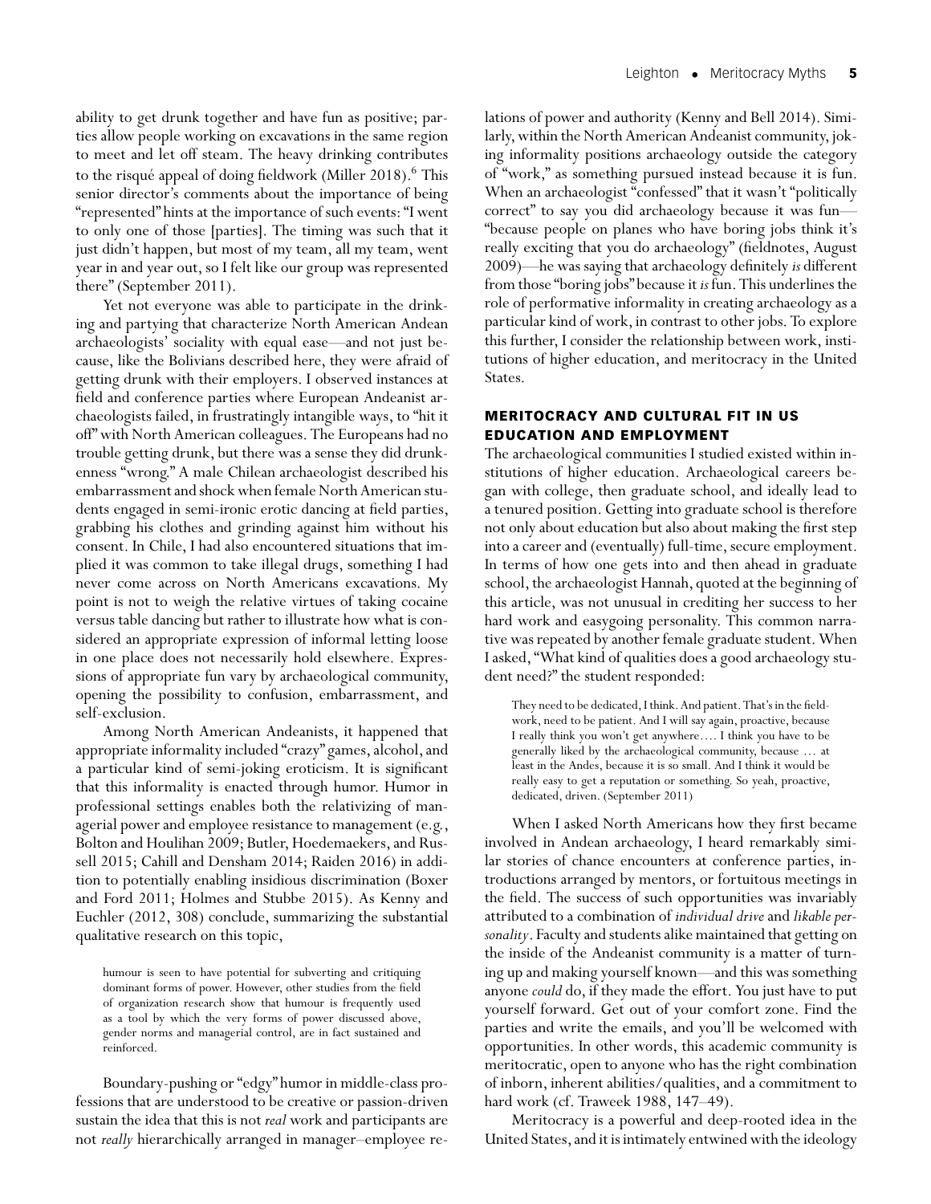ability to get drunk together and have fun as positive; parties allow people working on excavations in the same region to meet and let off steam. The heavy drinking contributes to the risqué appeal of doing fieldwork (Miller 2018).[6] This senior director's comments about the importance of being "represented" hints at the importance of such events: "I went to only one of those [parties]. The timing was such that it just didn't happen, but most of my team, all my team, went year in and year out, so I felt like our group was represented there" (September 2011).

Yet not everyone was able to participate in the drinking and partying that characterize North American Andean archaeologists' sociality with equal ease—and not just because, like the Bolivians described here, they were afraid of getting drunk with their employers. I observed instances at field and conference parties where European Andeanist archaeologists failed, in frustratingly intangible ways, to "hit it off" with North American colleagues. The Europeans had no trouble getting drunk, but there was a sense they did drunkenness "wrong." A male Chilean archaeologist described his embarrassment and shock when female North American students engaged in semi-ironic erotic dancing at field parties, grabbing his clothes and grinding against him without his consent. In Chile, I had also encountered situations that implied it was common to take illegal drugs, something I had never come across on North Americans excavations. My point is not to weigh the relative virtues of taking cocaine versus table dancing but rather to illustrate how what is considered an appropriate expression of informal letting loose in one place does not necessarily hold elsewhere. Expressions of appropriate fun vary by archaeological community, opening the possibility to confusion, embarrassment, and self-exclusion.

Among North American Andeanists, it happened that appropriate informality included "crazy" games, alcohol, and a particular kind of semi-joking eroticism. It is significant that this informality is enacted through humor. Humor in professional settings enables both the relativizing of managerial power and employee resistance to management (e.g., Bolton and Houlihan 2009; Butler, Hoedemaekers, and Russell 2015; Cahill and Densham 2014; Raiden 2016) in addition to potentially enabling insidious discrimination (Boxer and Ford 2011; Holmes and Stubbe 2015). As Kenny and Euchler (2012, 308) conclude, summarizing the substantial qualitative research on this topic,

> humour is seen to have potential for subverting and critiquing dominant forms of power. However, other studies from the field of organization research show that humour is frequently used as a tool by which the very forms of power discussed above, gender norms and managerial control, are in fact sustained and reinforced.

Boundary-pushing or "edgy" humor in middle-class professions that are understood to be creative or passion-driven sustain the idea that this is not *real* work and participants are not *really* hierarchically arranged in manager–employee relations of power and authority (Kenny and Bell 2014). Similarly, within the North American Andeanist community, joking informality positions archaeology outside the category of "work," as something pursued instead because it is fun. When an archaeologist "confessed" that it wasn't "politically correct" to say you did archaeology because it was fun—"because people on planes who have boring jobs think it's really exciting that you do archaeology" (fieldnotes, August 2009)—he was saying that archaeology definitely *is* different from those "boring jobs" because it *is* fun. This underlines the role of performative informality in creating archaeology as a particular kind of work, in contrast to other jobs. To explore this further, I consider the relationship between work, institutions of higher education, and meritocracy in the United States.

## MERITOCRACY AND CULTURAL FIT IN US EDUCATION AND EMPLOYMENT

The archaeological communities I studied existed within institutions of higher education. Archaeological careers began with college, then graduate school, and ideally lead to a tenured position. Getting into graduate school is therefore not only about education but also about making the first step into a career and (eventually) full-time, secure employment. In terms of how one gets into and then ahead in graduate school, the archaeologist Hannah, quoted at the beginning of this article, was not unusual in crediting her success to her hard work and easygoing personality. This common narrative was repeated by another female graduate student. When I asked, "What kind of qualities does a good archaeology student need?" the student responded:

> They need to be dedicated, I think. And patient. That's in the fieldwork, need to be patient. And I will say again, proactive, because I really think you won't get anywhere.... I think you have to be generally liked by the archaeological community, because ... at least in the Andes, because it is so small. And I think it would be really easy to get a reputation or something. So yeah, proactive, dedicated, driven. (September 2011)

When I asked North Americans how they first became involved in Andean archaeology, I heard remarkably similar stories of chance encounters at conference parties, introductions arranged by mentors, or fortuitous meetings in the field. The success of such opportunities was invariably attributed to a combination of *individual drive* and *likable personality*. Faculty and students alike maintained that getting on the inside of the Andeanist community is a matter of turning up and making yourself known—and this was something anyone *could* do, if they made the effort. You just have to put yourself forward. Get out of your comfort zone. Find the parties and write the emails, and you'll be welcomed with opportunities. In other words, this academic community is meritocratic, open to anyone who has the right combination of inborn, inherent abilities/qualities, and a commitment to hard work (cf. Traweek 1988, 147–49).

Meritocracy is a powerful and deep-rooted idea in the United States, and it is intimately entwined with the ideology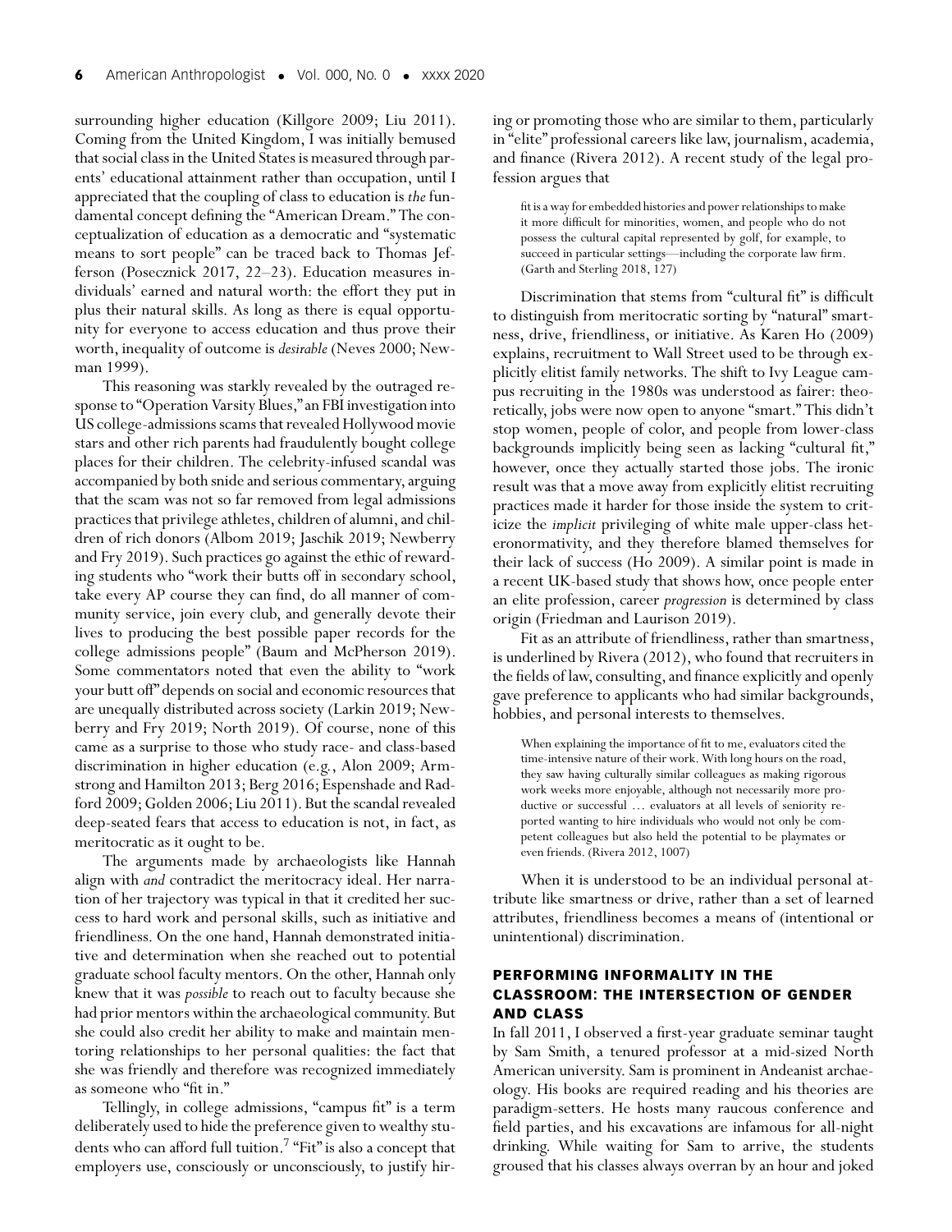surrounding higher education (Killgore 2009; Liu 2011). Coming from the United Kingdom, I was initially bemused that social class in the United States is measured through parents' educational attainment rather than occupation, until I appreciated that the coupling of class to education is *the* fundamental concept defining the "American Dream." The conceptualization of education as a democratic and "systematic means to sort people" can be traced back to Thomas Jefferson (Posecznick 2017, 22–23). Education measures individuals' earned and natural worth: the effort they put in plus their natural skills. As long as there is equal opportunity for everyone to access education and thus prove their worth, inequality of outcome is *desirable* (Neves 2000; Newman 1999).

This reasoning was starkly revealed by the outraged response to "Operation Varsity Blues," an FBI investigation into US college-admissions scams that revealed Hollywood movie stars and other rich parents had fraudulently bought college places for their children. The celebrity-infused scandal was accompanied by both snide and serious commentary, arguing that the scam was not so far removed from legal admissions practices that privilege athletes, children of alumni, and children of rich donors (Albom 2019; Jaschik 2019; Newberry and Fry 2019). Such practices go against the ethic of rewarding students who "work their butts off in secondary school, take every AP course they can find, do all manner of community service, join every club, and generally devote their lives to producing the best possible paper records for the college admissions people" (Baum and McPherson 2019). Some commentators noted that even the ability to "work your butt off" depends on social and economic resources that are unequally distributed across society (Larkin 2019; Newberry and Fry 2019; North 2019). Of course, none of this came as a surprise to those who study race- and class-based discrimination in higher education (e.g., Alon 2009; Armstrong and Hamilton 2013; Berg 2016; Espenshade and Radford 2009; Golden 2006; Liu 2011). But the scandal revealed deep-seated fears that access to education is not, in fact, as meritocratic as it ought to be.

The arguments made by archaeologists like Hannah align with *and* contradict the meritocracy ideal. Her narration of her trajectory was typical in that it credited her success to hard work and personal skills, such as initiative and friendliness. On the one hand, Hannah demonstrated initiative and determination when she reached out to potential graduate school faculty mentors. On the other, Hannah only knew that it was *possible* to reach out to faculty because she had prior mentors within the archaeological community. But she could also credit her ability to make and maintain mentoring relationships to her personal qualities: the fact that she was friendly and therefore was recognized immediately as someone who "fit in."

Tellingly, in college admissions, "campus fit" is a term deliberately used to hide the preference given to wealthy students who can afford full tuition.[7] "Fit" is also a concept that employers use, consciously or unconsciously, to justify hiring or promoting those who are similar to them, particularly in "elite" professional careers like law, journalism, academia, and finance (Rivera 2012). A recent study of the legal profession argues that

> fit is a way for embedded histories and power relationships to make it more difficult for minorities, women, and people who do not possess the cultural capital represented by golf, for example, to succeed in particular settings—including the corporate law firm. (Garth and Sterling 2018, 127)

Discrimination that stems from "cultural fit" is difficult to distinguish from meritocratic sorting by "natural" smartness, drive, friendliness, or initiative. As Karen Ho (2009) explains, recruitment to Wall Street used to be through explicitly elitist family networks. The shift to Ivy League campus recruiting in the 1980s was understood as fairer: theoretically, jobs were now open to anyone "smart." This didn't stop women, people of color, and people from lower-class backgrounds implicitly being seen as lacking "cultural fit," however, once they actually started those jobs. The ironic result was that a move away from explicitly elitist recruiting practices made it harder for those inside the system to criticize the *implicit* privileging of white male upper-class heteronormativity, and they therefore blamed themselves for their lack of success (Ho 2009). A similar point is made in a recent UK-based study that shows how, once people enter an elite profession, career *progression* is determined by class origin (Friedman and Laurison 2019).

Fit as an attribute of friendliness, rather than smartness, is underlined by Rivera (2012), who found that recruiters in the fields of law, consulting, and finance explicitly and openly gave preference to applicants who had similar backgrounds, hobbies, and personal interests to themselves.

> When explaining the importance of fit to me, evaluators cited the time-intensive nature of their work. With long hours on the road, they saw having culturally similar colleagues as making rigorous work weeks more enjoyable, although not necessarily more productive or successful … evaluators at all levels of seniority reported wanting to hire individuals who would not only be competent colleagues but also held the potential to be playmates or even friends. (Rivera 2012, 1007)

When it is understood to be an individual personal attribute like smartness or drive, rather than a set of learned attributes, friendliness becomes a means of (intentional or unintentional) discrimination.

## PERFORMING INFORMALITY IN THE CLASSROOM: THE INTERSECTION OF GENDER AND CLASS

In fall 2011, I observed a first-year graduate seminar taught by Sam Smith, a tenured professor at a mid-sized North American university. Sam is prominent in Andeanist archaeology. His books are required reading and his theories are paradigm-setters. He hosts many raucous conference and field parties, and his excavations are infamous for all-night drinking. While waiting for Sam to arrive, the students groused that his classes always overran by an hour and joked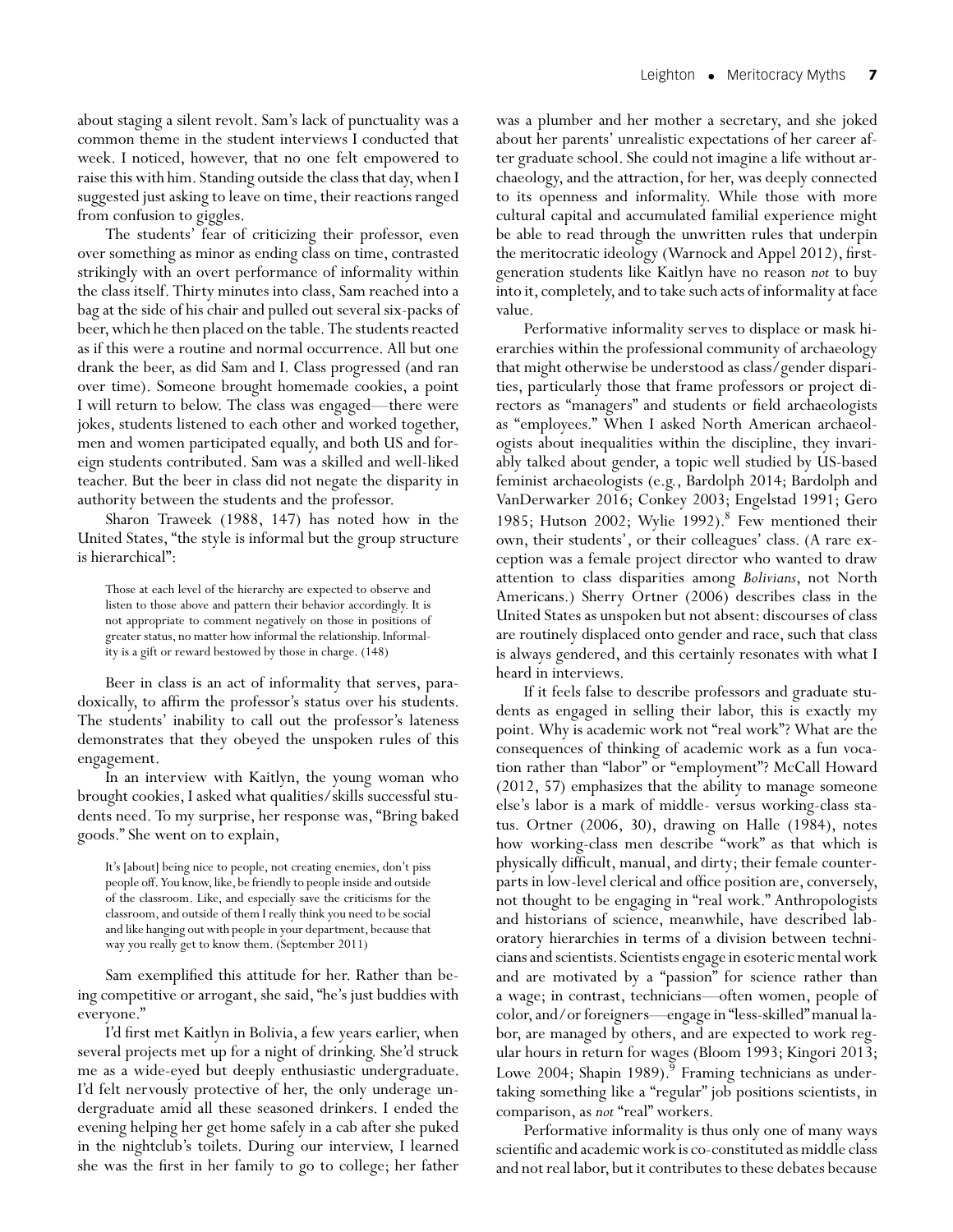about staging a silent revolt. Sam's lack of punctuality was a common theme in the student interviews I conducted that week. I noticed, however, that no one felt empowered to raise this with him. Standing outside the class that day, when I suggested just asking to leave on time, their reactions ranged from confusion to giggles.

The students' fear of criticizing their professor, even over something as minor as ending class on time, contrasted strikingly with an overt performance of informality within the class itself. Thirty minutes into class, Sam reached into a bag at the side of his chair and pulled out several six-packs of beer, which he then placed on the table. The students reacted as if this were a routine and normal occurrence. All but one drank the beer, as did Sam and I. Class progressed (and ran over time). Someone brought homemade cookies, a point I will return to below. The class was engaged—there were jokes, students listened to each other and worked together, men and women participated equally, and both US and foreign students contributed. Sam was a skilled and well-liked teacher. But the beer in class did not negate the disparity in authority between the students and the professor.

Sharon Traweek (1988, 147) has noted how in the United States, "the style is informal but the group structure is hierarchical":

> Those at each level of the hierarchy are expected to observe and listen to those above and pattern their behavior accordingly. It is not appropriate to comment negatively on those in positions of greater status, no matter how informal the relationship. Informality is a gift or reward bestowed by those in charge. (148)

Beer in class is an act of informality that serves, paradoxically, to affirm the professor's status over his students. The students' inability to call out the professor's lateness demonstrates that they obeyed the unspoken rules of this engagement.

In an interview with Kaitlyn, the young woman who brought cookies, I asked what qualities/skills successful students need. To my surprise, her response was, "Bring baked goods." She went on to explain,

> It's [about] being nice to people, not creating enemies, don't piss people off. You know, like, be friendly to people inside and outside of the classroom. Like, and especially save the criticisms for the classroom, and outside of them I really think you need to be social and like hanging out with people in your department, because that way you really get to know them. (September 2011)

Sam exemplified this attitude for her. Rather than being competitive or arrogant, she said, "he's just buddies with everyone."

I'd first met Kaitlyn in Bolivia, a few years earlier, when several projects met up for a night of drinking. She'd struck me as a wide-eyed but deeply enthusiastic undergraduate. I'd felt nervously protective of her, the only underage undergraduate amid all these seasoned drinkers. I ended the evening helping her get home safely in a cab after she puked in the nightclub's toilets. During our interview, I learned she was the first in her family to go to college; her father was a plumber and her mother a secretary, and she joked about her parents' unrealistic expectations of her career after graduate school. She could not imagine a life without archaeology, and the attraction, for her, was deeply connected to its openness and informality. While those with more cultural capital and accumulated familial experience might be able to read through the unwritten rules that underpin the meritocratic ideology (Warnock and Appel 2012), first-generation students like Kaitlyn have no reason *not* to buy into it, completely, and to take such acts of informality at face value.

Performative informality serves to displace or mask hierarchies within the professional community of archaeology that might otherwise be understood as class/gender disparities, particularly those that frame professors or project directors as "managers" and students or field archaeologists as "employees." When I asked North American archaeologists about inequalities within the discipline, they invariably talked about gender, a topic well studied by US-based feminist archaeologists (e.g., Bardolph 2014; Bardolph and VanDerwarker 2016; Conkey 2003; Engelstad 1991; Gero 1985; Hutson 2002; Wylie 1992).[8] Few mentioned their own, their students', or their colleagues' class. (A rare exception was a female project director who wanted to draw attention to class disparities among *Bolivians*, not North Americans.) Sherry Ortner (2006) describes class in the United States as unspoken but not absent: discourses of class are routinely displaced onto gender and race, such that class is always gendered, and this certainly resonates with what I heard in interviews.

If it feels false to describe professors and graduate students as engaged in selling their labor, this is exactly my point. Why is academic work not "real work"? What are the consequences of thinking of academic work as a fun vocation rather than "labor" or "employment"? McCall Howard (2012, 57) emphasizes that the ability to manage someone else's labor is a mark of middle- versus working-class status. Ortner (2006, 30), drawing on Halle (1984), notes how working-class men describe "work" as that which is physically difficult, manual, and dirty; their female counterparts in low-level clerical and office position are, conversely, not thought to be engaging in "real work." Anthropologists and historians of science, meanwhile, have described laboratory hierarchies in terms of a division between technicians and scientists. Scientists engage in esoteric mental work and are motivated by a "passion" for science rather than a wage; in contrast, technicians—often women, people of color, and/or foreigners—engage in "less-skilled" manual labor, are managed by others, and are expected to work regular hours in return for wages (Bloom 1993; Kingori 2013; Lowe 2004; Shapin 1989).[9] Framing technicians as undertaking something like a "regular" job positions scientists, in comparison, as *not* "real" workers.

Performative informality is thus only one of many ways scientific and academic work is co-constituted as middle class and not real labor, but it contributes to these debates because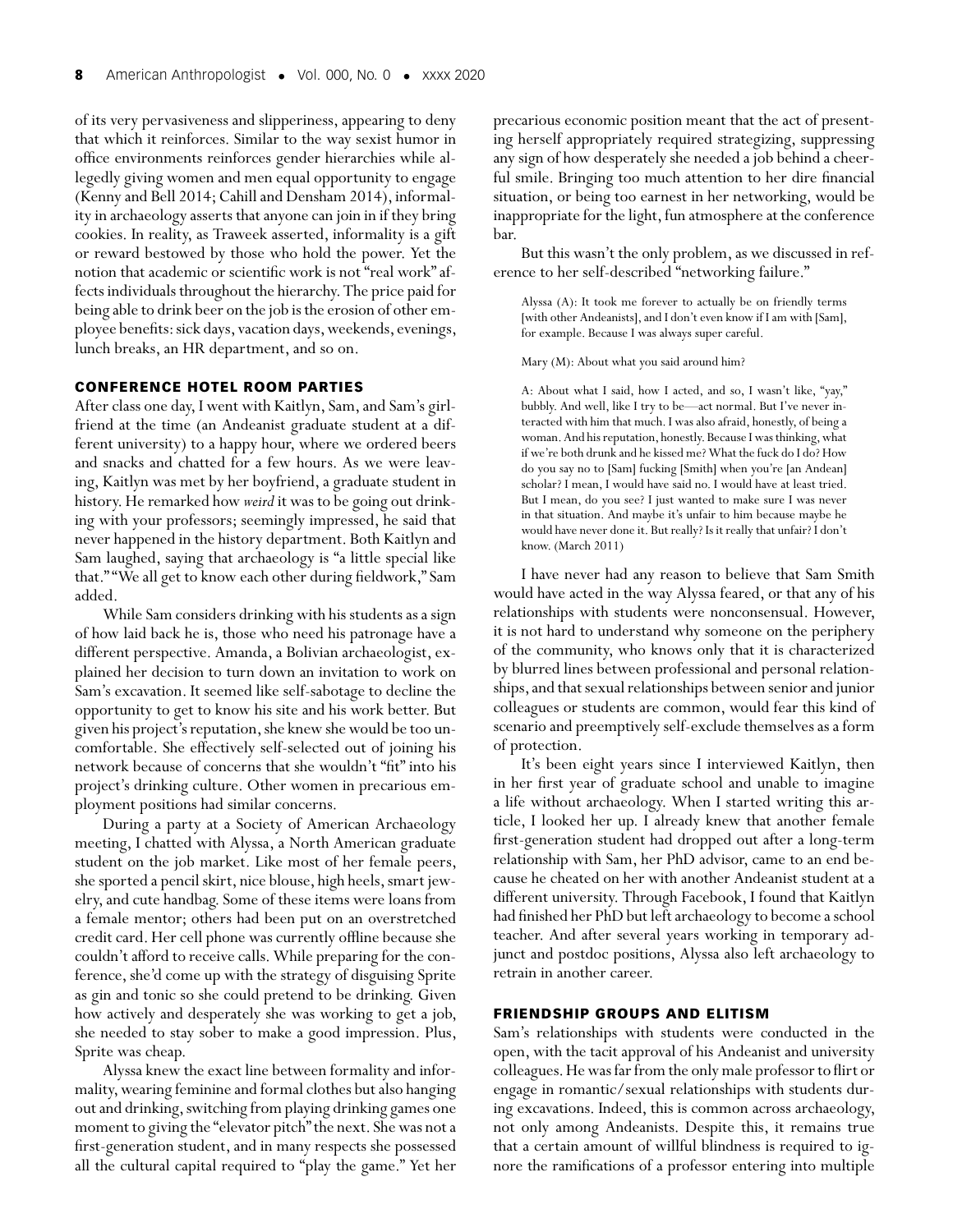of its very pervasiveness and slipperiness, appearing to deny that which it reinforces. Similar to the way sexist humor in office environments reinforces gender hierarchies while allegedly giving women and men equal opportunity to engage (Kenny and Bell 2014; Cahill and Densham 2014), informality in archaeology asserts that anyone can join in if they bring cookies. In reality, as Traweek asserted, informality is a gift or reward bestowed by those who hold the power. Yet the notion that academic or scientific work is not "real work" affects individuals throughout the hierarchy. The price paid for being able to drink beer on the job is the erosion of other employee benefits: sick days, vacation days, weekends, evenings, lunch breaks, an HR department, and so on.

## CONFERENCE HOTEL ROOM PARTIES

After class one day, I went with Kaitlyn, Sam, and Sam's girlfriend at the time (an Andeanist graduate student at a different university) to a happy hour, where we ordered beers and snacks and chatted for a few hours. As we were leaving, Kaitlyn was met by her boyfriend, a graduate student in history. He remarked how *weird* it was to be going out drinking with your professors; seemingly impressed, he said that never happened in the history department. Both Kaitlyn and Sam laughed, saying that archaeology is "a little special like that." "We all get to know each other during fieldwork," Sam added.

While Sam considers drinking with his students as a sign of how laid back he is, those who need his patronage have a different perspective. Amanda, a Bolivian archaeologist, explained her decision to turn down an invitation to work on Sam's excavation. It seemed like self-sabotage to decline the opportunity to get to know his site and his work better. But given his project's reputation, she knew she would be too uncomfortable. She effectively self-selected out of joining his network because of concerns that she wouldn't "fit" into his project's drinking culture. Other women in precarious employment positions had similar concerns.

During a party at a Society of American Archaeology meeting, I chatted with Alyssa, a North American graduate student on the job market. Like most of her female peers, she sported a pencil skirt, nice blouse, high heels, smart jewelry, and cute handbag. Some of these items were loans from a female mentor; others had been put on an overstretched credit card. Her cell phone was currently offline because she couldn't afford to receive calls. While preparing for the conference, she'd come up with the strategy of disguising Sprite as gin and tonic so she could pretend to be drinking. Given how actively and desperately she was working to get a job, she needed to stay sober to make a good impression. Plus, Sprite was cheap.

Alyssa knew the exact line between formality and informality, wearing feminine and formal clothes but also hanging out and drinking, switching from playing drinking games one moment to giving the "elevator pitch" the next. She was not a first-generation student, and in many respects she possessed all the cultural capital required to "play the game." Yet her precarious economic position meant that the act of presenting herself appropriately required strategizing, suppressing any sign of how desperately she needed a job behind a cheerful smile. Bringing too much attention to her dire financial situation, or being too earnest in her networking, would be inappropriate for the light, fun atmosphere at the conference bar.

But this wasn't the only problem, as we discussed in reference to her self-described "networking failure."

> Alyssa (A): It took me forever to actually be on friendly terms [with other Andeanists], and I don't even know if I am with [Sam], for example. Because I was always super careful.
>
> Mary (M): About what you said around him?
>
> A: About what I said, how I acted, and so, I wasn't like, "yay," bubbly. And well, like I try to be—act normal. But I've never interacted with him that much. I was also afraid, honestly, of being a woman. And his reputation, honestly. Because I was thinking, what if we're both drunk and he kissed me? What the fuck do I do? How do you say no to [Sam] fucking [Smith] when you're [an Andean] scholar? I mean, I would have said no. I would have at least tried. But I mean, do you see? I just wanted to make sure I was never in that situation. And maybe it's unfair to him because maybe he would have never done it. But really? Is it really that unfair? I don't know. (March 2011)

I have never had any reason to believe that Sam Smith would have acted in the way Alyssa feared, or that any of his relationships with students were nonconsensual. However, it is not hard to understand why someone on the periphery of the community, who knows only that it is characterized by blurred lines between professional and personal relationships, and that sexual relationships between senior and junior colleagues or students are common, would fear this kind of scenario and preemptively self-exclude themselves as a form of protection.

It's been eight years since I interviewed Kaitlyn, then in her first year of graduate school and unable to imagine a life without archaeology. When I started writing this article, I looked her up. I already knew that another female first-generation student had dropped out after a long-term relationship with Sam, her PhD advisor, came to an end because he cheated on her with another Andeanist student at a different university. Through Facebook, I found that Kaitlyn had finished her PhD but left archaeology to become a school teacher. And after several years working in temporary adjunct and postdoc positions, Alyssa also left archaeology to retrain in another career.

## FRIENDSHIP GROUPS AND ELITISM

Sam's relationships with students were conducted in the open, with the tacit approval of his Andeanist and university colleagues. He was far from the only male professor to flirt or engage in romantic/sexual relationships with students during excavations. Indeed, this is common across archaeology, not only among Andeanists. Despite this, it remains true that a certain amount of willful blindness is required to ignore the ramifications of a professor entering into multiple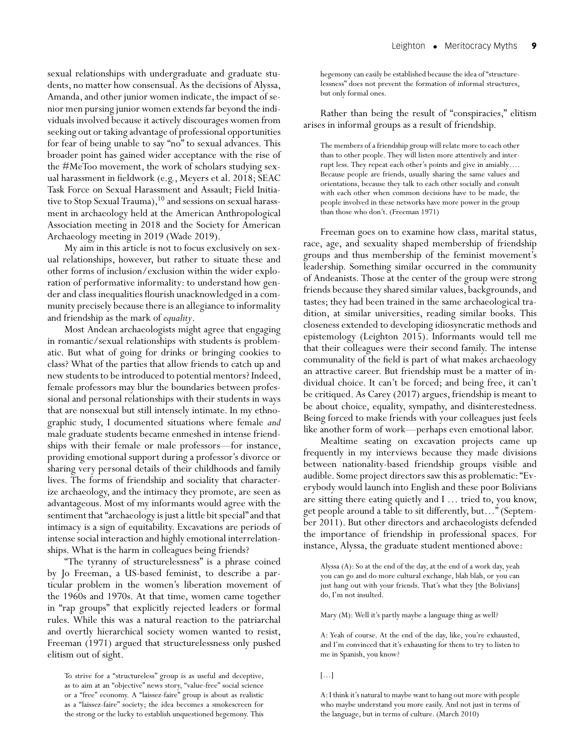sexual relationships with undergraduate and graduate students, no matter how consensual. As the decisions of Alyssa, Amanda, and other junior women indicate, the impact of senior men pursing junior women extends far beyond the individuals involved because it actively discourages women from seeking out or taking advantage of professional opportunities for fear of being unable to say "no" to sexual advances. This broader point has gained wider acceptance with the rise of the #MeToo movement, the work of scholars studying sexual harassment in fieldwork (e.g., Meyers et al. 2018; SEAC Task Force on Sexual Harassment and Assault; Field Initiative to Stop Sexual Trauma),[10] and sessions on sexual harassment in archaeology held at the American Anthropological Association meeting in 2018 and the Society for American Archaeology meeting in 2019 (Wade 2019).

My aim in this article is not to focus exclusively on sexual relationships, however, but rather to situate these and other forms of inclusion/exclusion within the wider exploration of performative informality: to understand how gender and class inequalities flourish unacknowledged in a community precisely because there is an allegiance to informality and friendship as the mark of *equality*.

Most Andean archaeologists might agree that engaging in romantic/sexual relationships with students is problematic. But what of going for drinks or bringing cookies to class? What of the parties that allow friends to catch up and new students to be introduced to potential mentors? Indeed, female professors may blur the boundaries between professional and personal relationships with their students in ways that are nonsexual but still intensely intimate. In my ethnographic study, I documented situations where female *and* male graduate students became enmeshed in intense friendships with their female or male professors—for instance, providing emotional support during a professor's divorce or sharing very personal details of their childhoods and family lives. The forms of friendship and sociality that characterize archaeology, and the intimacy they promote, are seen as advantageous. Most of my informants would agree with the sentiment that "archaeology is just a little bit special" and that intimacy is a sign of equitability. Excavations are periods of intense social interaction and highly emotional interrelationships. What is the harm in colleagues being friends?

"The tyranny of structurelessness" is a phrase coined by Jo Freeman, a US-based feminist, to describe a particular problem in the women's liberation movement of the 1960s and 1970s. At that time, women came together in "rap groups" that explicitly rejected leaders or formal rules. While this was a natural reaction to the patriarchal and overtly hierarchical society women wanted to resist, Freeman (1971) argued that structurelessness only pushed elitism out of sight.

> To strive for a "structureless" group is as useful and deceptive, as to aim at an "objective" news story, "value-free" social science or a "free" economy. A "laissez-faire" group is about as realistic as a "laissez-faire" society; the idea becomes a smokescreen for the strong or the lucky to establish unquestioned hegemony. This hegemony can easily be established because the idea of "structurelessness" does not prevent the formation of informal structures, but only formal ones.

Rather than being the result of "conspiracies," elitism arises in informal groups as a result of friendship.

> The members of a friendship group will relate more to each other than to other people. They will listen more attentively and interrupt less. They repeat each other's points and give in amiably.... Because people are friends, usually sharing the same values and orientations, because they talk to each other socially and consult with each other when common decisions have to be made, the people involved in these networks have more power in the group than those who don't. (Freeman 1971)

Freeman goes on to examine how class, marital status, race, age, and sexuality shaped membership of friendship groups and thus membership of the feminist movement's leadership. Something similar occurred in the community of Andeanists. Those at the center of the group were strong friends because they shared similar values, backgrounds, and tastes; they had been trained in the same archaeological tradition, at similar universities, reading similar books. This closeness extended to developing idiosyncratic methods and epistemology (Leighton 2015). Informants would tell me that their colleagues were their second family. The intense communality of the field is part of what makes archaeology an attractive career. But friendship must be a matter of individual choice. It can't be forced; and being free, it can't be critiqued. As Carey (2017) argues, friendship is meant to be about choice, equality, sympathy, and disinterestedness. Being forced to make friends with your colleagues just feels like another form of work—perhaps even emotional labor.

Mealtime seating on excavation projects came up frequently in my interviews because they made divisions between nationality-based friendship groups visible and audible. Some project directors saw this as problematic: "Everybody would launch into English and these poor Bolivians are sitting there eating quietly and I … tried to, you know, get people around a table to sit differently, but…" (September 2011). But other directors and archaeologists defended the importance of friendship in professional spaces. For instance, Alyssa, the graduate student mentioned above:

> Alyssa (A): So at the end of the day, at the end of a work day, yeah you can go and do more cultural exchange, blah blah, or you can just hang out with your friends. That's what they [the Bolivians] do, I'm not insulted.
>
> Mary (M): Well it's partly maybe a language thing as well?
>
> A: Yeah of course. At the end of the day, like, you're exhausted, and I'm convinced that it's exhausting for them to try to listen to me in Spanish, you know?
>
> […]
>
> A: I think it's natural to maybe want to hang out more with people who maybe understand you more easily. And not just in terms of the language, but in terms of culture. (March 2010)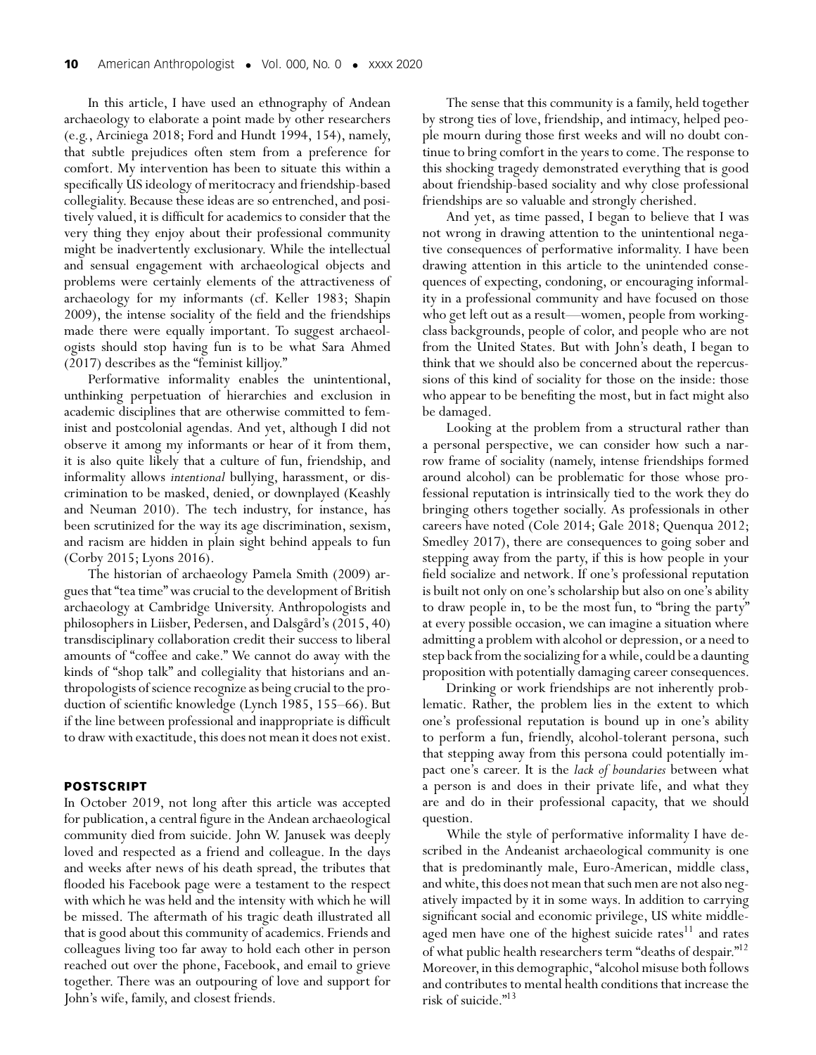In this article, I have used an ethnography of Andean archaeology to elaborate a point made by other researchers (e.g., Arciniega 2018; Ford and Hundt 1994, 154), namely, that subtle prejudices often stem from a preference for comfort. My intervention has been to situate this within a specifically US ideology of meritocracy and friendship-based collegiality. Because these ideas are so entrenched, and positively valued, it is difficult for academics to consider that the very thing they enjoy about their professional community might be inadvertently exclusionary. While the intellectual and sensual engagement with archaeological objects and problems were certainly elements of the attractiveness of archaeology for my informants (cf. Keller 1983; Shapin 2009), the intense sociality of the field and the friendships made there were equally important. To suggest archaeologists should stop having fun is to be what Sara Ahmed (2017) describes as the "feminist killjoy."

Performative informality enables the unintentional, unthinking perpetuation of hierarchies and exclusion in academic disciplines that are otherwise committed to feminist and postcolonial agendas. And yet, although I did not observe it among my informants or hear of it from them, it is also quite likely that a culture of fun, friendship, and informality allows *intentional* bullying, harassment, or discrimination to be masked, denied, or downplayed (Keashly and Neuman 2010). The tech industry, for instance, has been scrutinized for the way its age discrimination, sexism, and racism are hidden in plain sight behind appeals to fun (Corby 2015; Lyons 2016).

The historian of archaeology Pamela Smith (2009) argues that "tea time" was crucial to the development of British archaeology at Cambridge University. Anthropologists and philosophers in Liisber, Pedersen, and Dalsgård's (2015, 40) transdisciplinary collaboration credit their success to liberal amounts of "coffee and cake." We cannot do away with the kinds of "shop talk" and collegiality that historians and anthropologists of science recognize as being crucial to the production of scientific knowledge (Lynch 1985, 155–66). But if the line between professional and inappropriate is difficult to draw with exactitude, this does not mean it does not exist.

## POSTSCRIPT

In October 2019, not long after this article was accepted for publication, a central figure in the Andean archaeological community died from suicide. John W. Janusek was deeply loved and respected as a friend and colleague. In the days and weeks after news of his death spread, the tributes that flooded his Facebook page were a testament to the respect with which he was held and the intensity with which he will be missed. The aftermath of his tragic death illustrated all that is good about this community of academics. Friends and colleagues living too far away to hold each other in person reached out over the phone, Facebook, and email to grieve together. There was an outpouring of love and support for John's wife, family, and closest friends.

The sense that this community is a family, held together by strong ties of love, friendship, and intimacy, helped people mourn during those first weeks and will no doubt continue to bring comfort in the years to come. The response to this shocking tragedy demonstrated everything that is good about friendship-based sociality and why close professional friendships are so valuable and strongly cherished.

And yet, as time passed, I began to believe that I was not wrong in drawing attention to the unintentional negative consequences of performative informality. I have been drawing attention in this article to the unintended consequences of expecting, condoning, or encouraging informality in a professional community and have focused on those who get left out as a result—women, people from working-class backgrounds, people of color, and people who are not from the United States. But with John's death, I began to think that we should also be concerned about the repercussions of this kind of sociality for those on the inside: those who appear to be benefiting the most, but in fact might also be damaged.

Looking at the problem from a structural rather than a personal perspective, we can consider how such a narrow frame of sociality (namely, intense friendships formed around alcohol) can be problematic for those whose professional reputation is intrinsically tied to the work they do bringing others together socially. As professionals in other careers have noted (Cole 2014; Gale 2018; Quenqua 2012; Smedley 2017), there are consequences to going sober and stepping away from the party, if this is how people in your field socialize and network. If one's professional reputation is built not only on one's scholarship but also on one's ability to draw people in, to be the most fun, to "bring the party" at every possible occasion, we can imagine a situation where admitting a problem with alcohol or depression, or a need to step back from the socializing for a while, could be a daunting proposition with potentially damaging career consequences.

Drinking or work friendships are not inherently problematic. Rather, the problem lies in the extent to which one's professional reputation is bound up in one's ability to perform a fun, friendly, alcohol-tolerant persona, such that stepping away from this persona could potentially impact one's career. It is the *lack of boundaries* between what a person is and does in their private life, and what they are and do in their professional capacity, that we should question.

While the style of performative informality I have described in the Andeanist archaeological community is one that is predominantly male, Euro-American, middle class, and white, this does not mean that such men are not also negatively impacted by it in some ways. In addition to carrying significant social and economic privilege, US white middle-aged men have one of the highest suicide rates[11] and rates of what public health researchers term "deaths of despair."[12] Moreover, in this demographic, "alcohol misuse both follows and contributes to mental health conditions that increase the risk of suicide."[13]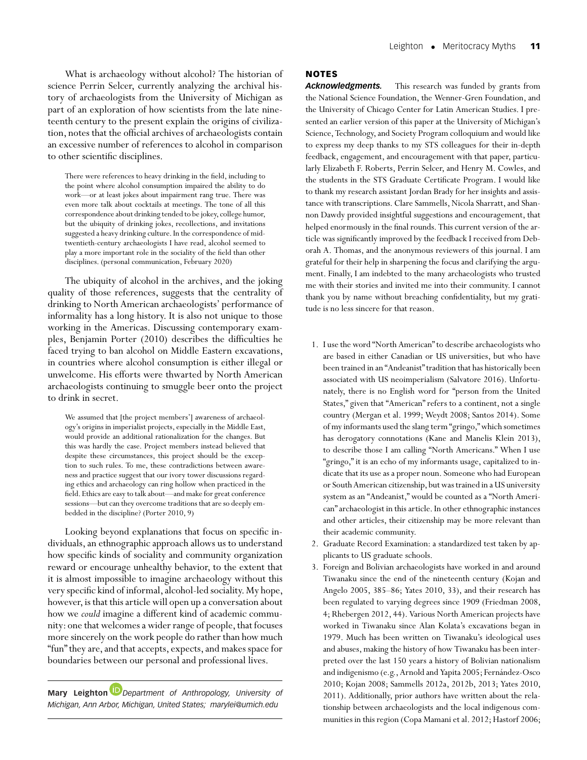What is archaeology without alcohol? The historian of science Perrin Selcer, currently analyzing the archival history of archaeologists from the University of Michigan as part of an exploration of how scientists from the late nineteenth century to the present explain the origins of civilization, notes that the official archives of archaeologists contain an excessive number of references to alcohol in comparison to other scientific disciplines.

> There were references to heavy drinking in the field, including to the point where alcohol consumption impaired the ability to do work—or at least jokes about impairment rang true. There was even more talk about cocktails at meetings. The tone of all this correspondence about drinking tended to be jokey, college humor, but the ubiquity of drinking jokes, recollections, and invitations suggested a heavy drinking culture. In the correspondence of mid-twentieth-century archaeologists I have read, alcohol seemed to play a more important role in the sociality of the field than other disciplines. (personal communication, February 2020)

The ubiquity of alcohol in the archives, and the joking quality of those references, suggests that the centrality of drinking to North American archaeologists' performance of informality has a long history. It is also not unique to those working in the Americas. Discussing contemporary examples, Benjamin Porter (2010) describes the difficulties he faced trying to ban alcohol on Middle Eastern excavations, in countries where alcohol consumption is either illegal or unwelcome. His efforts were thwarted by North American archaeologists continuing to smuggle beer onto the project to drink in secret.

> We assumed that [the project members'] awareness of archaeology's origins in imperialist projects, especially in the Middle East, would provide an additional rationalization for the changes. But this was hardly the case. Project members instead believed that despite these circumstances, this project should be the exception to such rules. To me, these contradictions between awareness and practice suggest that our ivory tower discussions regarding ethics and archaeology can ring hollow when practiced in the field. Ethics are easy to talk about—and make for great conference sessions—but can they overcome traditions that are so deeply embedded in the discipline? (Porter 2010, 9)

Looking beyond explanations that focus on specific individuals, an ethnographic approach allows us to understand how specific kinds of sociality and community organization reward or encourage unhealthy behavior, to the extent that it is almost impossible to imagine archaeology without this very specific kind of informal, alcohol-led sociality. My hope, however, is that this article will open up a conversation about how we *could* imagine a different kind of academic community: one that welcomes a wider range of people, that focuses more sincerely on the work people do rather than how much "fun" they are, and that accepts, expects, and makes space for boundaries between our personal and professional lives.

**Mary Leighton** *Department of Anthropology, University of Michigan, Ann Arbor, Michigan, United States; marylei@umich.edu*

## NOTES

***Acknowledgments.*** This research was funded by grants from the National Science Foundation, the Wenner-Gren Foundation, and the University of Chicago Center for Latin American Studies. I presented an earlier version of this paper at the University of Michigan's Science, Technology, and Society Program colloquium and would like to express my deep thanks to my STS colleagues for their in-depth feedback, engagement, and encouragement with that paper, particularly Elizabeth F. Roberts, Perrin Selcer, and Henry M. Cowles, and the students in the STS Graduate Certificate Program. I would like to thank my research assistant Jordan Brady for her insights and assistance with transcriptions. Clare Sammells, Nicola Sharratt, and Shannon Dawdy provided insightful suggestions and encouragement, that helped enormously in the final rounds. This current version of the article was significantly improved by the feedback I received from Deborah A. Thomas, and the anonymous reviewers of this journal. I am grateful for their help in sharpening the focus and clarifying the argument. Finally, I am indebted to the many archaeologists who trusted me with their stories and invited me into their community. I cannot thank you by name without breaching confidentiality, but my gratitude is no less sincere for that reason.

1. I use the word "North American" to describe archaeologists who are based in either Canadian or US universities, but who have been trained in an "Andeanist" tradition that has historically been associated with US neoimperialism (Salvatore 2016). Unfortunately, there is no English word for "person from the United States," given that "American" refers to a continent, not a single country (Mergan et al. 1999; Weydt 2008; Santos 2014). Some of my informants used the slang term "gringo," which sometimes has derogatory connotations (Kane and Manelis Klein 2013), to describe those I am calling "North Americans." When I use "gringo," it is an echo of my informants usage, capitalized to indicate that its use as a proper noun. Someone who had European or South American citizenship, but was trained in a US university system as an "Andeanist," would be counted as a "North American" archaeologist in this article. In other ethnographic instances and other articles, their citizenship may be more relevant than their academic community.
2. Graduate Record Examination: a standardized test taken by applicants to US graduate schools.
3. Foreign and Bolivian archaeologists have worked in and around Tiwanaku since the end of the nineteenth century (Kojan and Angelo 2005, 385–86; Yates 2010, 33), and their research has been regulated to varying degrees since 1909 (Friedman 2008, 4; Rhebergen 2012, 44). Various North American projects have worked in Tiwanaku since Alan Kolata's excavations began in 1979. Much has been written on Tiwanaku's ideological uses and abuses, making the history of how Tiwanaku has been interpreted over the last 150 years a history of Bolivian nationalism and indigenismo (e.g., Arnold and Yapita 2005; Fernández-Osco 2010; Kojan 2008; Sammells 2012a, 2012b, 2013; Yates 2010, 2011). Additionally, prior authors have written about the relationship between archaeologists and the local indigenous communities in this region (Copa Mamani et al. 2012; Hastorf 2006;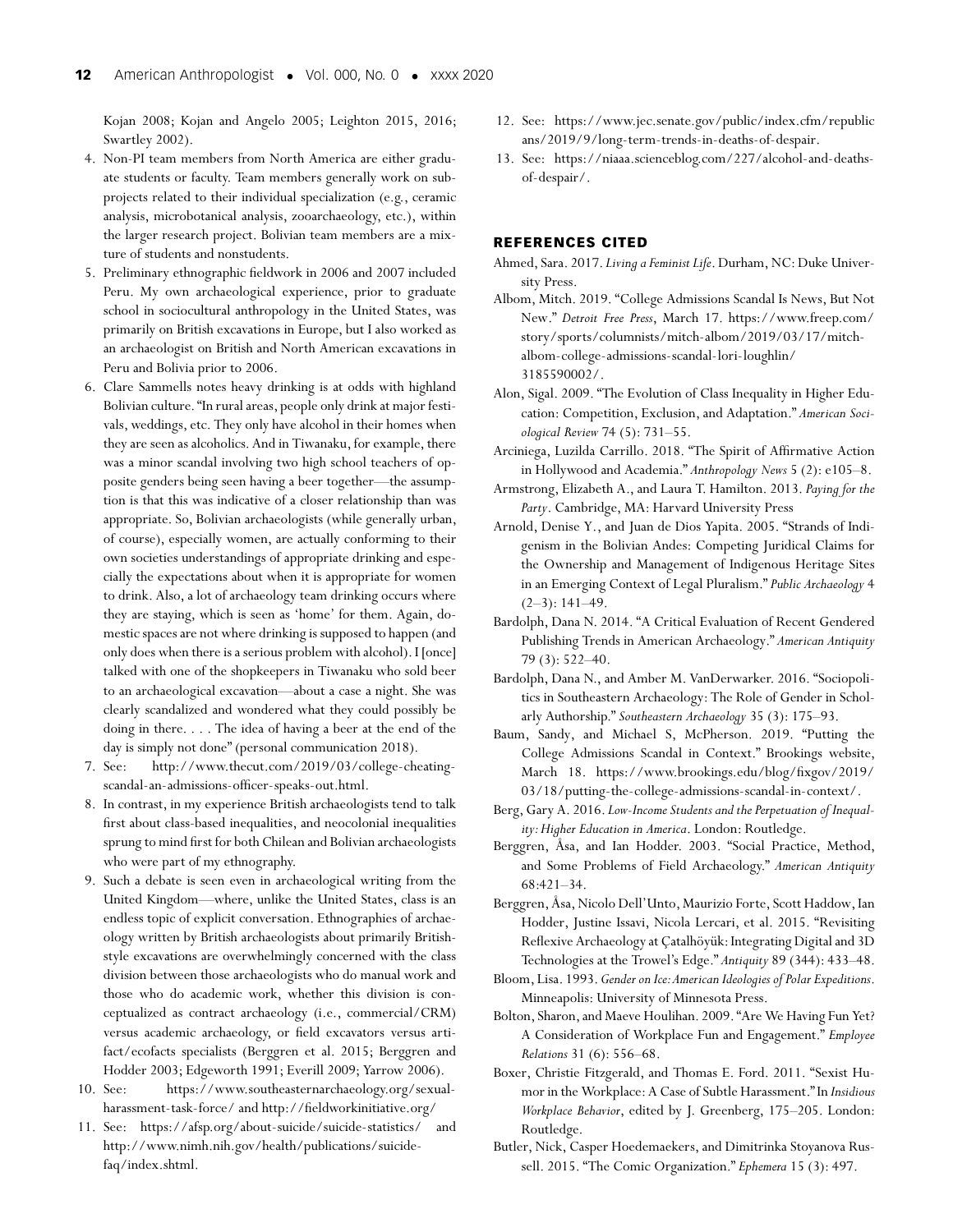Kojan 2008; Kojan and Angelo 2005; Leighton 2015, 2016; Swartley 2002).

4. Non-PI team members from North America are either graduate students or faculty. Team members generally work on subprojects related to their individual specialization (e.g., ceramic analysis, microbotanical analysis, zooarchaeology, etc.), within the larger research project. Bolivian team members are a mixture of students and nonstudents.
5. Preliminary ethnographic fieldwork in 2006 and 2007 included Peru. My own archaeological experience, prior to graduate school in sociocultural anthropology in the United States, was primarily on British excavations in Europe, but I also worked as an archaeologist on British and North American excavations in Peru and Bolivia prior to 2006.
6. Clare Sammells notes heavy drinking is at odds with highland Bolivian culture. "In rural areas, people only drink at major festivals, weddings, etc. They only have alcohol in their homes when they are seen as alcoholics. And in Tiwanaku, for example, there was a minor scandal involving two high school teachers of opposite genders being seen having a beer together—the assumption is that this was indicative of a closer relationship than was appropriate. So, Bolivian archaeologists (while generally urban, of course), especially women, are actually conforming to their own societies understandings of appropriate drinking and especially the expectations about when it is appropriate for women to drink. Also, a lot of archaeology team drinking occurs where they are staying, which is seen as 'home' for them. Again, domestic spaces are not where drinking is supposed to happen (and only does when there is a serious problem with alcohol). I [once] talked with one of the shopkeepers in Tiwanaku who sold beer to an archaeological excavation—about a case a night. She was clearly scandalized and wondered what they could possibly be doing in there. . . . The idea of having a beer at the end of the day is simply not done" (personal communication 2018).
7. See: http://www.thecut.com/2019/03/college-cheating-scandal-an-admissions-officer-speaks-out.html.
8. In contrast, in my experience British archaeologists tend to talk first about class-based inequalities, and neocolonial inequalities sprung to mind first for both Chilean and Bolivian archaeologists who were part of my ethnography.
9. Such a debate is seen even in archaeological writing from the United Kingdom—where, unlike the United States, class is an endless topic of explicit conversation. Ethnographies of archaeology written by British archaeologists about primarily British-style excavations are overwhelmingly concerned with the class division between those archaeologists who do manual work and those who do academic work, whether this division is conceptualized as contract archaeology (i.e., commercial/CRM) versus academic archaeology, or field excavators versus artifact/ecofacts specialists (Berggren et al. 2015; Berggren and Hodder 2003; Edgeworth 1991; Everill 2009; Yarrow 2006).
10. See: https://www.southeasternarchaeology.org/sexual-harassment-task-force/ and http://fieldworkinitiative.org/
11. See: https://afsp.org/about-suicide/suicide-statistics/ and http://www.nimh.nih.gov/health/publications/suicide-faq/index.shtml.
12. See: https://www.jec.senate.gov/public/index.cfm/republicans/2019/9/long-term-trends-in-deaths-of-despair.
13. See: https://niaaa.scienceblog.com/227/alcohol-and-deaths-of-despair/.

## REFERENCES CITED

Ahmed, Sara. 2017. *Living a Feminist Life*. Durham, NC: Duke University Press.

Albom, Mitch. 2019. "College Admissions Scandal Is News, But Not New." *Detroit Free Press*, March 17. https://www.freep.com/story/sports/columnists/mitch-albom/2019/03/17/mitch-albom-college-admissions-scandal-lori-loughlin/3185590002/.

Alon, Sigal. 2009. "The Evolution of Class Inequality in Higher Education: Competition, Exclusion, and Adaptation." *American Sociological Review* 74 (5): 731–55.

Arciniega, Luzilda Carrillo. 2018. "The Spirit of Affirmative Action in Hollywood and Academia." *Anthropology News* 5 (2): e105–8.

Armstrong, Elizabeth A., and Laura T. Hamilton. 2013. *Paying for the Party*. Cambridge, MA: Harvard University Press

Arnold, Denise Y., and Juan de Dios Yapita. 2005. "Strands of Indigenism in the Bolivian Andes: Competing Juridical Claims for the Ownership and Management of Indigenous Heritage Sites in an Emerging Context of Legal Pluralism." *Public Archaeology* 4 (2–3): 141–49.

Bardolph, Dana N. 2014. "A Critical Evaluation of Recent Gendered Publishing Trends in American Archaeology." *American Antiquity* 79 (3): 522–40.

Bardolph, Dana N., and Amber M. VanDerwarker. 2016. "Sociopolitics in Southeastern Archaeology: The Role of Gender in Scholarly Authorship." *Southeastern Archaeology* 35 (3): 175–93.

Baum, Sandy, and Michael S, McPherson. 2019. "Putting the College Admissions Scandal in Context." Brookings website, March 18. https://www.brookings.edu/blog/fixgov/2019/03/18/putting-the-college-admissions-scandal-in-context/.

Berg, Gary A. 2016. *Low-Income Students and the Perpetuation of Inequality: Higher Education in America*. London: Routledge.

Berggren, Åsa, and Ian Hodder. 2003. "Social Practice, Method, and Some Problems of Field Archaeology." *American Antiquity* 68:421–34.

Berggren, Åsa, Nicolo Dell'Unto, Maurizio Forte, Scott Haddow, Ian Hodder, Justine Issavi, Nicola Lercari, et al. 2015. "Revisiting Reflexive Archaeology at Çatalhöyük: Integrating Digital and 3D Technologies at the Trowel's Edge." *Antiquity* 89 (344): 433–48.

Bloom, Lisa. 1993. *Gender on Ice: American Ideologies of Polar Expeditions*. Minneapolis: University of Minnesota Press.

Bolton, Sharon, and Maeve Houlihan. 2009. "Are We Having Fun Yet? A Consideration of Workplace Fun and Engagement." *Employee Relations* 31 (6): 556–68.

Boxer, Christie Fitzgerald, and Thomas E. Ford. 2011. "Sexist Humor in the Workplace: A Case of Subtle Harassment." In *Insidious Workplace Behavior*, edited by J. Greenberg, 175–205. London: Routledge.

Butler, Nick, Casper Hoedemaekers, and Dimitrinka Stoyanova Russell. 2015. "The Comic Organization." *Ephemera* 15 (3): 497.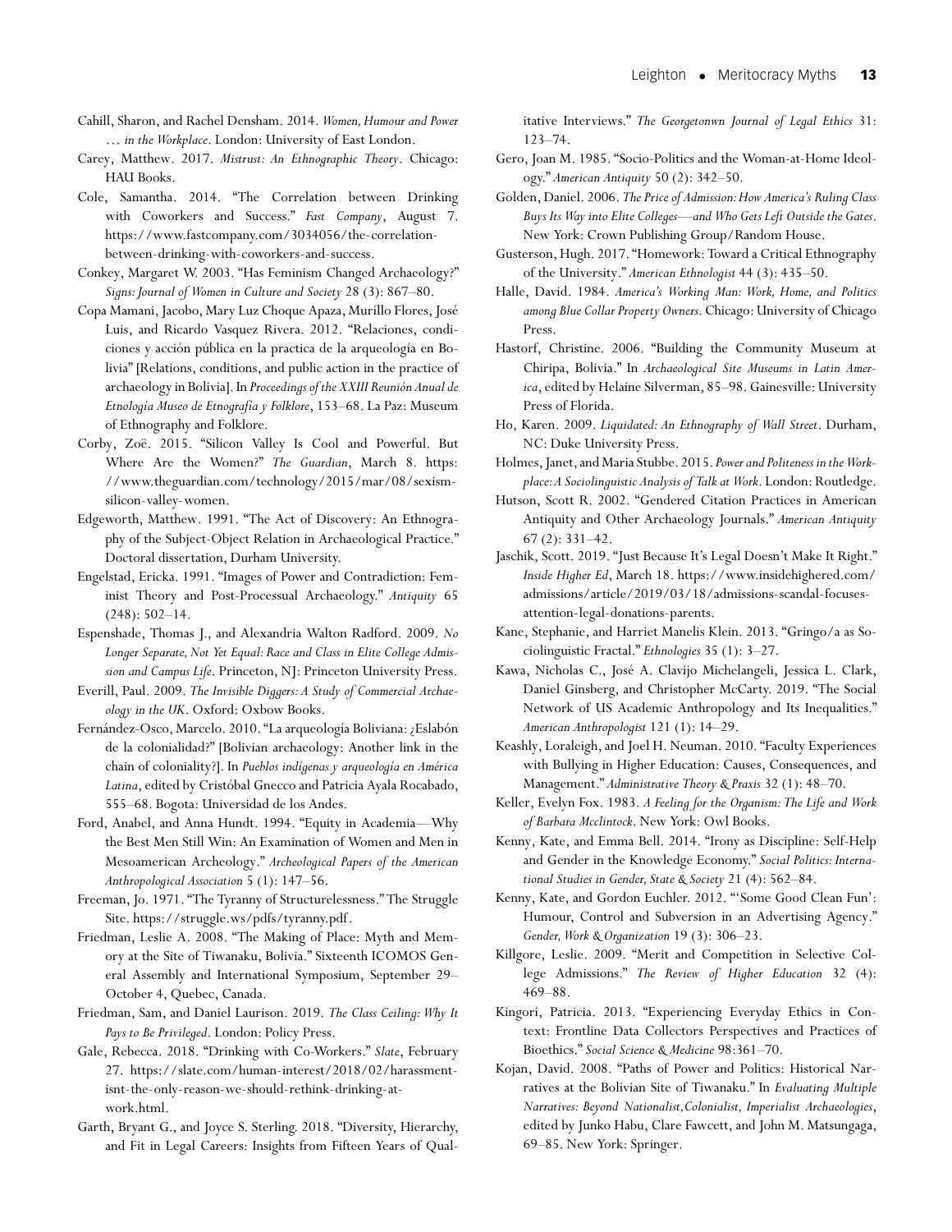Cahill, Sharon, and Rachel Densham. 2014. *Women, Humour and Power … in the Workplace*. London: University of East London.

Carey, Matthew. 2017. *Mistrust: An Ethnographic Theory*. Chicago: HAU Books.

Cole, Samantha. 2014. "The Correlation between Drinking with Coworkers and Success." *Fast Company*, August 7. https://www.fastcompany.com/3034056/the-correlation-between-drinking-with-coworkers-and-success.

Conkey, Margaret W. 2003. "Has Feminism Changed Archaeology?" *Signs: Journal of Women in Culture and Society* 28 (3): 867–80.

Copa Mamani, Jacobo, Mary Luz Choque Apaza, Murillo Flores, José Luis, and Ricardo Vasquez Rivera. 2012. "Relaciones, condiciones y acción pública en la practica de la arqueología en Bolivia" [Relations, conditions, and public action in the practice of archaeology in Bolivia]. In *Proceedings of the XXIII Reunión Anual de Etnología Museo de Etnografía y Folklore*, 153–68. La Paz: Museum of Ethnography and Folklore.

Corby, Zoë. 2015. "Silicon Valley Is Cool and Powerful. But Where Are the Women?" *The Guardian*, March 8. https://www.theguardian.com/technology/2015/mar/08/sexism-silicon-valley-women.

Edgeworth, Matthew. 1991. "The Act of Discovery: An Ethnography of the Subject-Object Relation in Archaeological Practice." Doctoral dissertation, Durham University.

Engelstad, Ericka. 1991. "Images of Power and Contradiction: Feminist Theory and Post-Processual Archaeology." *Antiquity* 65 (248): 502–14.

Espenshade, Thomas J., and Alexandria Walton Radford. 2009. *No Longer Separate, Not Yet Equal: Race and Class in Elite College Admission and Campus Life*. Princeton, NJ: Princeton University Press.

Everill, Paul. 2009. *The Invisible Diggers: A Study of Commercial Archaeology in the UK*. Oxford: Oxbow Books.

Fernández-Osco, Marcelo. 2010. "La arqueología Boliviana: ¿Eslabón de la colonialidad?" [Bolivian archaeology: Another link in the chain of coloniality?]. In *Pueblos indígenas y arqueología en América Latina*, edited by Cristóbal Gnecco and Patricia Ayala Rocabado, 555–68. Bogota: Universidad de los Andes.

Ford, Anabel, and Anna Hundt. 1994. "Equity in Academia—Why the Best Men Still Win: An Examination of Women and Men in Mesoamerican Archeology." *Archeological Papers of the American Anthropological Association* 5 (1): 147–56.

Freeman, Jo. 1971. "The Tyranny of Structurelessness." The Struggle Site. https://struggle.ws/pdfs/tyranny.pdf.

Friedman, Leslie A. 2008. "The Making of Place: Myth and Memory at the Site of Tiwanaku, Bolivia." Sixteenth ICOMOS General Assembly and International Symposium, September 29–October 4, Quebec, Canada.

Friedman, Sam, and Daniel Laurison. 2019. *The Class Ceiling: Why It Pays to Be Privileged*. London: Policy Press.

Gale, Rebecca. 2018. "Drinking with Co-Workers." *Slate*, February 27. https://slate.com/human-interest/2018/02/harassment-isnt-the-only-reason-we-should-rethink-drinking-at-work.html.

Garth, Bryant G., and Joyce S. Sterling. 2018. "Diversity, Hierarchy, and Fit in Legal Careers: Insights from Fifteen Years of Qualitative Interviews." *The Georgetonwn Journal of Legal Ethics* 31: 123–74.

Gero, Joan M. 1985. "Socio-Politics and the Woman-at-Home Ideology." *American Antiquity* 50 (2): 342–50.

Golden, Daniel. 2006. *The Price of Admission: How America's Ruling Class Buys Its Way into Elite Colleges—and Who Gets Left Outside the Gates*. New York: Crown Publishing Group/Random House.

Gusterson, Hugh. 2017. "Homework: Toward a Critical Ethnography of the University." *American Ethnologist* 44 (3): 435–50.

Halle, David. 1984. *America's Working Man: Work, Home, and Politics among Blue Collar Property Owners*. Chicago: University of Chicago Press.

Hastorf, Christine. 2006. "Building the Community Museum at Chiripa, Bolivia." In *Archaeological Site Museums in Latin America*, edited by Helaine Silverman, 85–98. Gainesville: University Press of Florida.

Ho, Karen. 2009. *Liquidated: An Ethnography of Wall Street*. Durham, NC: Duke University Press.

Holmes, Janet, and Maria Stubbe. 2015. *Power and Politeness in the Workplace: A Sociolinguistic Analysis of Talk at Work*. London: Routledge.

Hutson, Scott R. 2002. "Gendered Citation Practices in American Antiquity and Other Archaeology Journals." *American Antiquity* 67 (2): 331–42.

Jaschik, Scott. 2019. "Just Because It's Legal Doesn't Make It Right." *Inside Higher Ed*, March 18. https://www.insidehighered.com/admissions/article/2019/03/18/admissions-scandal-focuses-attention-legal-donations-parents.

Kane, Stephanie, and Harriet Manelis Klein. 2013. "Gringo/a as Sociolinguistic Fractal." *Ethnologies* 35 (1): 3–27.

Kawa, Nicholas C., José A. Clavijo Michelangeli, Jessica L. Clark, Daniel Ginsberg, and Christopher McCarty. 2019. "The Social Network of US Academic Anthropology and Its Inequalities." *American Anthropologist* 121 (1): 14–29.

Keashly, Loraleigh, and Joel H. Neuman. 2010. "Faculty Experiences with Bullying in Higher Education: Causes, Consequences, and Management." *Administrative Theory & Praxis* 32 (1): 48–70.

Keller, Evelyn Fox. 1983. *A Feeling for the Organism: The Life and Work of Barbara Mcclintock*. New York: Owl Books.

Kenny, Kate, and Emma Bell. 2014. "Irony as Discipline: Self-Help and Gender in the Knowledge Economy." *Social Politics: International Studies in Gender, State & Society* 21 (4): 562–84.

Kenny, Kate, and Gordon Euchler. 2012. "'Some Good Clean Fun': Humour, Control and Subversion in an Advertising Agency." *Gender, Work & Organization* 19 (3): 306–23.

Killgore, Leslie. 2009. "Merit and Competition in Selective College Admissions." *The Review of Higher Education* 32 (4): 469–88.

Kingori, Patricia. 2013. "Experiencing Everyday Ethics in Context: Frontline Data Collectors Perspectives and Practices of Bioethics." *Social Science & Medicine* 98:361–70.

Kojan, David. 2008. "Paths of Power and Politics: Historical Narratives at the Bolivian Site of Tiwanaku." In *Evaluating Multiple Narratives: Beyond Nationalist, Colonialist, Imperialist Archaeologies*, edited by Junko Habu, Clare Fawcett, and John M. Matsungaga, 69–85. New York: Springer.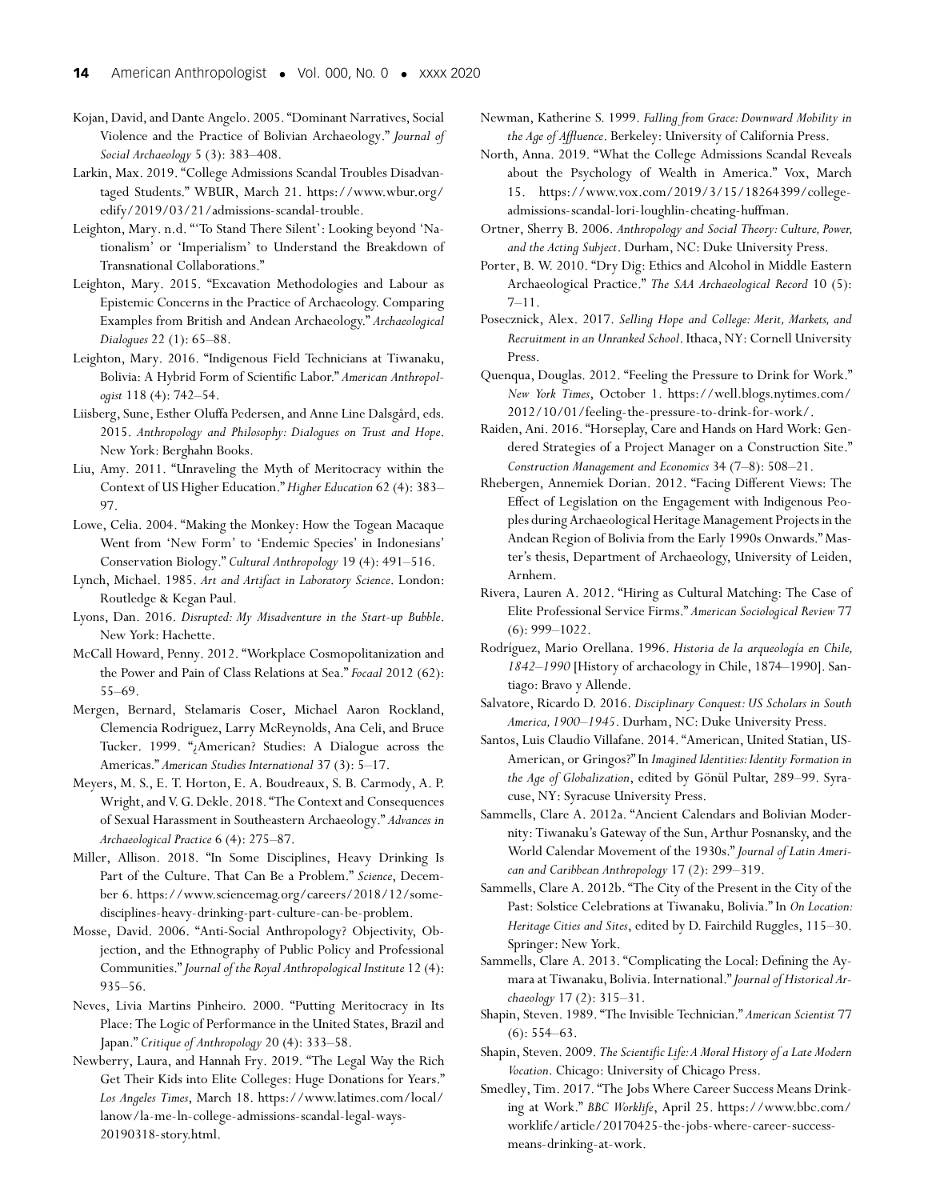Kojan, David, and Dante Angelo. 2005. "Dominant Narratives, Social Violence and the Practice of Bolivian Archaeology." *Journal of Social Archaeology* 5 (3): 383–408.

Larkin, Max. 2019. "College Admissions Scandal Troubles Disadvantaged Students." WBUR, March 21. https://www.wbur.org/edify/2019/03/21/admissions-scandal-trouble.

Leighton, Mary. n.d. "'To Stand There Silent': Looking beyond 'Nationalism' or 'Imperialism' to Understand the Breakdown of Transnational Collaborations."

Leighton, Mary. 2015. "Excavation Methodologies and Labour as Epistemic Concerns in the Practice of Archaeology. Comparing Examples from British and Andean Archaeology." *Archaeological Dialogues* 22 (1): 65–88.

Leighton, Mary. 2016. "Indigenous Field Technicians at Tiwanaku, Bolivia: A Hybrid Form of Scientific Labor." *American Anthropologist* 118 (4): 742–54.

Liisberg, Sune, Esther Oluffa Pedersen, and Anne Line Dalsgård, eds. 2015. *Anthropology and Philosophy: Dialogues on Trust and Hope*. New York: Berghahn Books.

Liu, Amy. 2011. "Unraveling the Myth of Meritocracy within the Context of US Higher Education." *Higher Education* 62 (4): 383–97.

Lowe, Celia. 2004. "Making the Monkey: How the Togean Macaque Went from 'New Form' to 'Endemic Species' in Indonesians' Conservation Biology." *Cultural Anthropology* 19 (4): 491–516.

Lynch, Michael. 1985. *Art and Artifact in Laboratory Science*. London: Routledge & Kegan Paul.

Lyons, Dan. 2016. *Disrupted: My Misadventure in the Start-up Bubble*. New York: Hachette.

McCall Howard, Penny. 2012. "Workplace Cosmopolitanization and the Power and Pain of Class Relations at Sea." *Focaal* 2012 (62): 55–69.

Mergen, Bernard, Stelamaris Coser, Michael Aaron Rockland, Clemencia Rodriguez, Larry McReynolds, Ana Celi, and Bruce Tucker. 1999. "¿American? Studies: A Dialogue across the Americas." *American Studies International* 37 (3): 5–17.

Meyers, M. S., E. T. Horton, E. A. Boudreaux, S. B. Carmody, A. P. Wright, and V. G. Dekle. 2018. "The Context and Consequences of Sexual Harassment in Southeastern Archaeology." *Advances in Archaeological Practice* 6 (4): 275–87.

Miller, Allison. 2018. "In Some Disciplines, Heavy Drinking Is Part of the Culture. That Can Be a Problem." *Science*, December 6. https://www.sciencemag.org/careers/2018/12/some-disciplines-heavy-drinking-part-culture-can-be-problem.

Mosse, David. 2006. "Anti-Social Anthropology? Objectivity, Objection, and the Ethnography of Public Policy and Professional Communities." *Journal of the Royal Anthropological Institute* 12 (4): 935–56.

Neves, Livia Martins Pinheiro. 2000. "Putting Meritocracy in Its Place: The Logic of Performance in the United States, Brazil and Japan." *Critique of Anthropology* 20 (4): 333–58.

Newberry, Laura, and Hannah Fry. 2019. "The Legal Way the Rich Get Their Kids into Elite Colleges: Huge Donations for Years." *Los Angeles Times*, March 18. https://www.latimes.com/local/lanow/la-me-ln-college-admissions-scandal-legal-ways-20190318-story.html.

Newman, Katherine S. 1999. *Falling from Grace: Downward Mobility in the Age of Affluence*. Berkeley: University of California Press.

North, Anna. 2019. "What the College Admissions Scandal Reveals about the Psychology of Wealth in America." Vox, March 15. https://www.vox.com/2019/3/15/18264399/college-admissions-scandal-lori-loughlin-cheating-huffman.

Ortner, Sherry B. 2006. *Anthropology and Social Theory: Culture, Power, and the Acting Subject*. Durham, NC: Duke University Press.

Porter, B. W. 2010. "Dry Dig: Ethics and Alcohol in Middle Eastern Archaeological Practice." *The SAA Archaeological Record* 10 (5): 7–11.

Posecznick, Alex. 2017. *Selling Hope and College: Merit, Markets, and Recruitment in an Unranked School*. Ithaca, NY: Cornell University Press.

Quenqua, Douglas. 2012. "Feeling the Pressure to Drink for Work." *New York Times*, October 1. https://well.blogs.nytimes.com/2012/10/01/feeling-the-pressure-to-drink-for-work/.

Raiden, Ani. 2016. "Horseplay, Care and Hands on Hard Work: Gendered Strategies of a Project Manager on a Construction Site." *Construction Management and Economics* 34 (7–8): 508–21.

Rhebergen, Annemiek Dorian. 2012. "Facing Different Views: The Effect of Legislation on the Engagement with Indigenous Peoples during Archaeological Heritage Management Projects in the Andean Region of Bolivia from the Early 1990s Onwards." Master's thesis, Department of Archaeology, University of Leiden, Arnhem.

Rivera, Lauren A. 2012. "Hiring as Cultural Matching: The Case of Elite Professional Service Firms." *American Sociological Review* 77 (6): 999–1022.

Rodríguez, Mario Orellana. 1996. *Historia de la arqueología en Chile, 1842–1990* [History of archaeology in Chile, 1874–1990]. Santiago: Bravo y Allende.

Salvatore, Ricardo D. 2016. *Disciplinary Conquest: US Scholars in South America, 1900–1945*. Durham, NC: Duke University Press.

Santos, Luis Claudio Villafane. 2014. "American, United Statian, US-American, or Gringos?" In *Imagined Identities: Identity Formation in the Age of Globalization*, edited by Gönül Pultar, 289–99. Syracuse, NY: Syracuse University Press.

Sammells, Clare A. 2012a. "Ancient Calendars and Bolivian Modernity: Tiwanaku's Gateway of the Sun, Arthur Posnansky, and the World Calendar Movement of the 1930s." *Journal of Latin American and Caribbean Anthropology* 17 (2): 299–319.

Sammells, Clare A. 2012b. "The City of the Present in the City of the Past: Solstice Celebrations at Tiwanaku, Bolivia." In *On Location: Heritage Cities and Sites*, edited by D. Fairchild Ruggles, 115–30. Springer: New York.

Sammells, Clare A. 2013. "Complicating the Local: Defining the Aymara at Tiwanaku, Bolivia. International." *Journal of Historical Archaeology* 17 (2): 315–31.

Shapin, Steven. 1989. "The Invisible Technician." *American Scientist* 77 (6): 554–63.

Shapin, Steven. 2009. *The Scientific Life: A Moral History of a Late Modern Vocation*. Chicago: University of Chicago Press.

Smedley, Tim. 2017. "The Jobs Where Career Success Means Drinking at Work." *BBC Worklife*, April 25. https://www.bbc.com/worklife/article/20170425-the-jobs-where-career-success-means-drinking-at-work.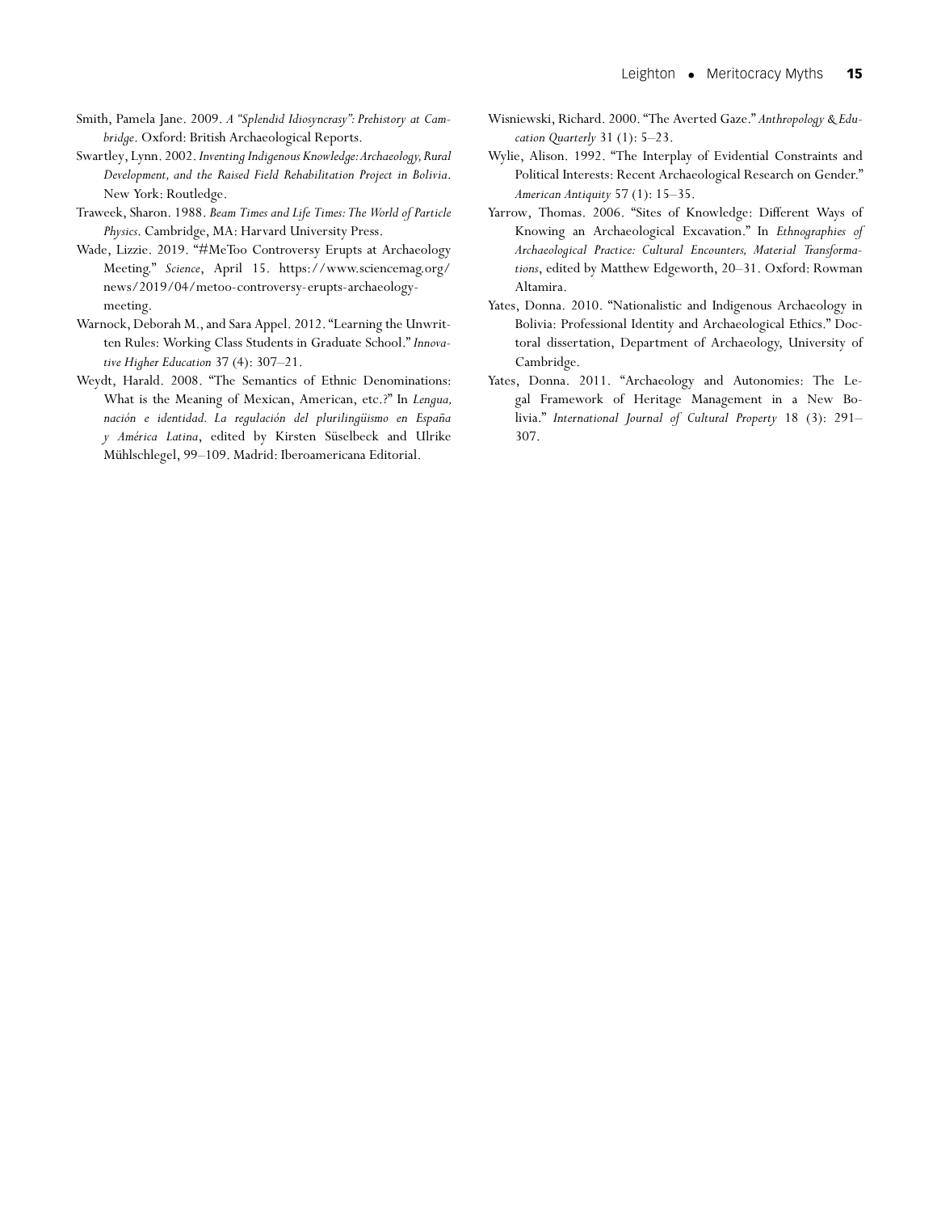Smith, Pamela Jane. 2009. *A "Splendid Idiosyncrasy": Prehistory at Cambridge*. Oxford: British Archaeological Reports.

Swartley, Lynn. 2002. *Inventing Indigenous Knowledge: Archaeology, Rural Development, and the Raised Field Rehabilitation Project in Bolivia*. New York: Routledge.

Traweek, Sharon. 1988. *Beam Times and Life Times: The World of Particle Physics*. Cambridge, MA: Harvard University Press.

Wade, Lizzie. 2019. "#MeToo Controversy Erupts at Archaeology Meeting." *Science*, April 15. https://www.sciencemag.org/news/2019/04/metoo-controversy-erupts-archaeology-meeting.

Warnock, Deborah M., and Sara Appel. 2012. "Learning the Unwritten Rules: Working Class Students in Graduate School." *Innovative Higher Education* 37 (4): 307–21.

Weydt, Harald. 2008. "The Semantics of Ethnic Denominations: What is the Meaning of Mexican, American, etc.?" In *Lengua, nación e identidad. La regulación del plurilingüismo en España y América Latina*, edited by Kirsten Süselbeck and Ulrike Mühlschlegel, 99–109. Madrid: Iberoamericana Editorial.

Wisniewski, Richard. 2000. "The Averted Gaze." *Anthropology & Education Quarterly* 31 (1): 5–23.

Wylie, Alison. 1992. "The Interplay of Evidential Constraints and Political Interests: Recent Archaeological Research on Gender." *American Antiquity* 57 (1): 15–35.

Yarrow, Thomas. 2006. "Sites of Knowledge: Different Ways of Knowing an Archaeological Excavation." In *Ethnographies of Archaeological Practice: Cultural Encounters, Material Transformations*, edited by Matthew Edgeworth, 20–31. Oxford: Rowman Altamira.

Yates, Donna. 2010. "Nationalistic and Indigenous Archaeology in Bolivia: Professional Identity and Archaeological Ethics." Doctoral dissertation, Department of Archaeology, University of Cambridge.

Yates, Donna. 2011. "Archaeology and Autonomies: The Legal Framework of Heritage Management in a New Bolivia." *International Journal of Cultural Property* 18 (3): 291–307.